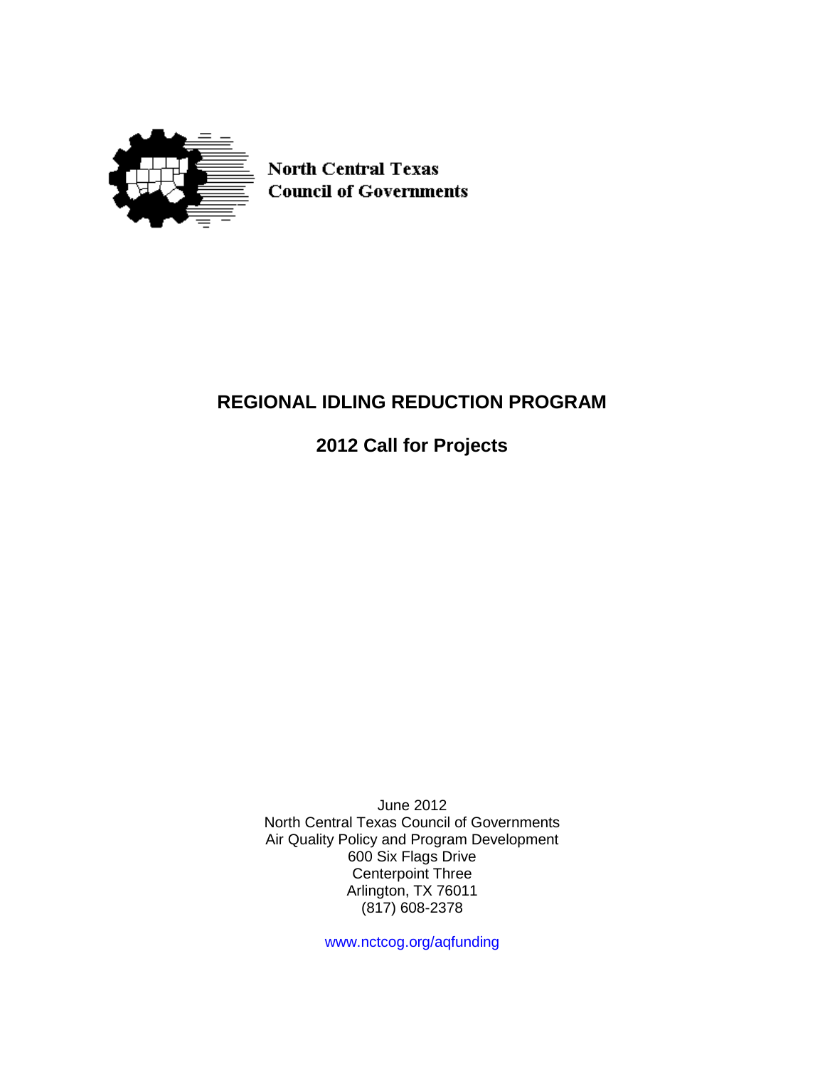North Central Texas
Council of Governments

# REGIONAL IDLING REDUCTION PROGRAM

## 2012 Call for Projects

June 2012
North Central Texas Council of Governments
Air Quality Policy and Program Development
600 Six Flags Drive
Centerpoint Three
Arlington, TX 76011
(817) 608-2378

www.nctcog.org/aqfunding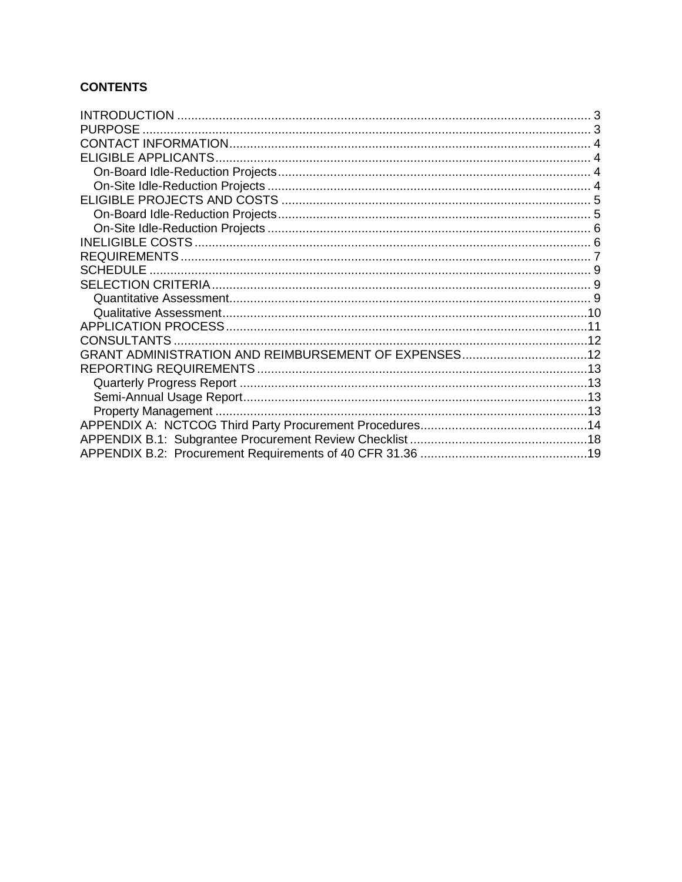**CONTENTS**

INTRODUCTION ..... 3
PURPOSE ..... 3
CONTACT INFORMATION ..... 4
ELIGIBLE APPLICANTS ..... 4
- On-Board Idle-Reduction Projects ..... 4
- On-Site Idle-Reduction Projects ..... 4

ELIGIBLE PROJECTS AND COSTS ..... 5
- On-Board Idle-Reduction Projects ..... 5
- On-Site Idle-Reduction Projects ..... 6

INELIGIBLE COSTS ..... 6
REQUIREMENTS ..... 7
SCHEDULE ..... 9
SELECTION CRITERIA ..... 9
- Quantitative Assessment ..... 9
- Qualitative Assessment ..... 10

APPLICATION PROCESS ..... 11
CONSULTANTS ..... 12
GRANT ADMINISTRATION AND REIMBURSEMENT OF EXPENSES ..... 12
REPORTING REQUIREMENTS ..... 13
- Quarterly Progress Report ..... 13
- Semi-Annual Usage Report ..... 13
- Property Management ..... 13

APPENDIX A: NCTCOG Third Party Procurement Procedures ..... 14
APPENDIX B.1: Subgrantee Procurement Review Checklist ..... 18
APPENDIX B.2: Procurement Requirements of 40 CFR 31.36 ..... 19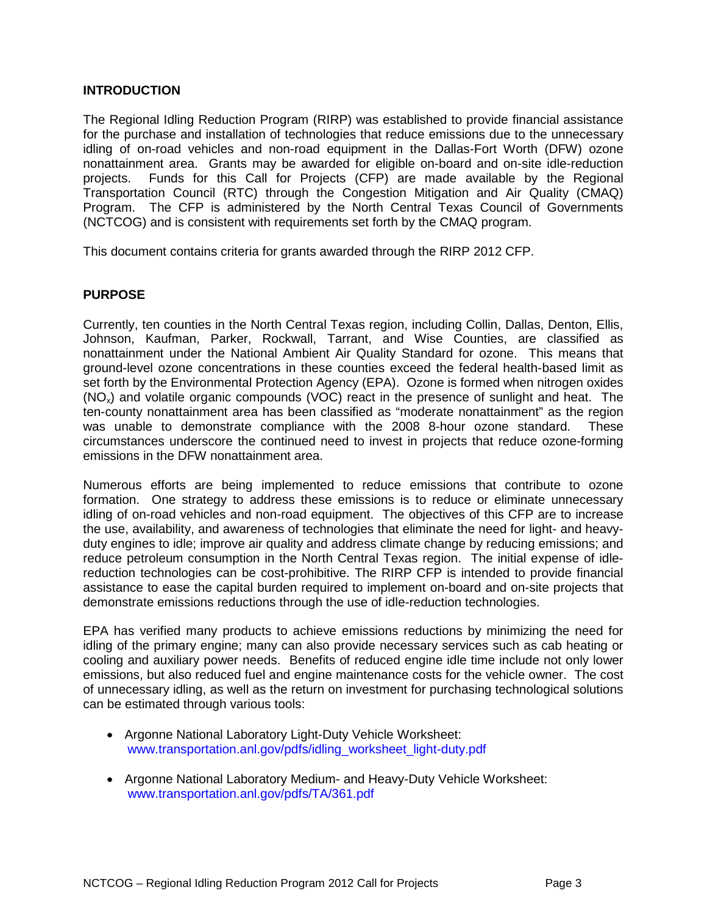## INTRODUCTION

The Regional Idling Reduction Program (RIRP) was established to provide financial assistance for the purchase and installation of technologies that reduce emissions due to the unnecessary idling of on-road vehicles and non-road equipment in the Dallas-Fort Worth (DFW) ozone nonattainment area. Grants may be awarded for eligible on-board and on-site idle-reduction projects. Funds for this Call for Projects (CFP) are made available by the Regional Transportation Council (RTC) through the Congestion Mitigation and Air Quality (CMAQ) Program. The CFP is administered by the North Central Texas Council of Governments (NCTCOG) and is consistent with requirements set forth by the CMAQ program.

This document contains criteria for grants awarded through the RIRP 2012 CFP.

## PURPOSE

Currently, ten counties in the North Central Texas region, including Collin, Dallas, Denton, Ellis, Johnson, Kaufman, Parker, Rockwall, Tarrant, and Wise Counties, are classified as nonattainment under the National Ambient Air Quality Standard for ozone. This means that ground-level ozone concentrations in these counties exceed the federal health-based limit as set forth by the Environmental Protection Agency (EPA). Ozone is formed when nitrogen oxides ($NO_x$) and volatile organic compounds (VOC) react in the presence of sunlight and heat. The ten-county nonattainment area has been classified as "moderate nonattainment" as the region was unable to demonstrate compliance with the 2008 8-hour ozone standard. These circumstances underscore the continued need to invest in projects that reduce ozone-forming emissions in the DFW nonattainment area.

Numerous efforts are being implemented to reduce emissions that contribute to ozone formation. One strategy to address these emissions is to reduce or eliminate unnecessary idling of on-road vehicles and non-road equipment. The objectives of this CFP are to increase the use, availability, and awareness of technologies that eliminate the need for light- and heavy-duty engines to idle; improve air quality and address climate change by reducing emissions; and reduce petroleum consumption in the North Central Texas region. The initial expense of idle-reduction technologies can be cost-prohibitive. The RIRP CFP is intended to provide financial assistance to ease the capital burden required to implement on-board and on-site projects that demonstrate emissions reductions through the use of idle-reduction technologies.

EPA has verified many products to achieve emissions reductions by minimizing the need for idling of the primary engine; many can also provide necessary services such as cab heating or cooling and auxiliary power needs. Benefits of reduced engine idle time include not only lower emissions, but also reduced fuel and engine maintenance costs for the vehicle owner. The cost of unnecessary idling, as well as the return on investment for purchasing technological solutions can be estimated through various tools:

- Argonne National Laboratory Light-Duty Vehicle Worksheet: www.transportation.anl.gov/pdfs/idling_worksheet_light-duty.pdf
- Argonne National Laboratory Medium- and Heavy-Duty Vehicle Worksheet: www.transportation.anl.gov/pdfs/TA/361.pdf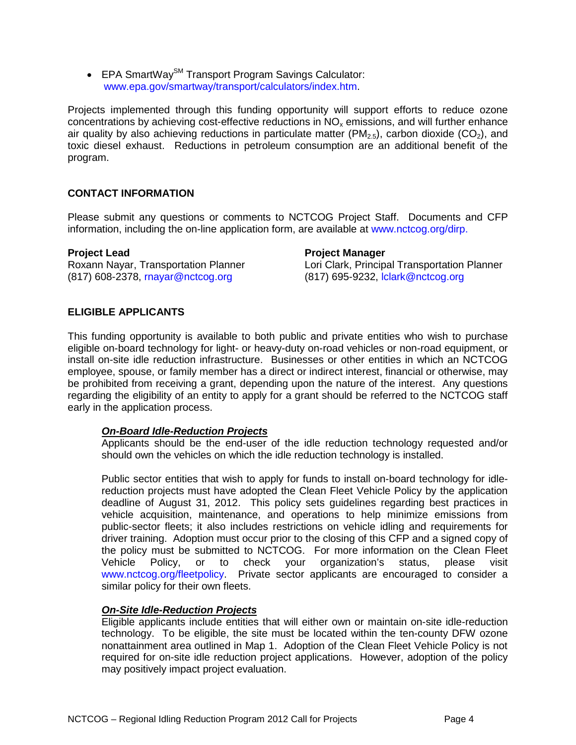- EPA SmartWay[SM] Transport Program Savings Calculator: www.epa.gov/smartway/transport/calculators/index.htm.

Projects implemented through this funding opportunity will support efforts to reduce ozone concentrations by achieving cost-effective reductions in $NO_x$ emissions, and will further enhance air quality by also achieving reductions in particulate matter ($PM_{2.5}$), carbon dioxide ($CO_2$), and toxic diesel exhaust. Reductions in petroleum consumption are an additional benefit of the program.

## CONTACT INFORMATION

Please submit any questions or comments to NCTCOG Project Staff. Documents and CFP information, including the on-line application form, are available at www.nctcog.org/dirp.

**Project Lead**
Roxann Nayar, Transportation Planner
(817) 608-2378, rnayar@nctcog.org

**Project Manager**
Lori Clark, Principal Transportation Planner
(817) 695-9232, lclark@nctcog.org

## ELIGIBLE APPLICANTS

This funding opportunity is available to both public and private entities who wish to purchase eligible on-board technology for light- or heavy-duty on-road vehicles or non-road equipment, or install on-site idle reduction infrastructure. Businesses or other entities in which an NCTCOG employee, spouse, or family member has a direct or indirect interest, financial or otherwise, may be prohibited from receiving a grant, depending upon the nature of the interest. Any questions regarding the eligibility of an entity to apply for a grant should be referred to the NCTCOG staff early in the application process.

***On-Board Idle-Reduction Projects***

Applicants should be the end-user of the idle reduction technology requested and/or should own the vehicles on which the idle reduction technology is installed.

Public sector entities that wish to apply for funds to install on-board technology for idle-reduction projects must have adopted the Clean Fleet Vehicle Policy by the application deadline of August 31, 2012. This policy sets guidelines regarding best practices in vehicle acquisition, maintenance, and operations to help minimize emissions from public-sector fleets; it also includes restrictions on vehicle idling and requirements for driver training. Adoption must occur prior to the closing of this CFP and a signed copy of the policy must be submitted to NCTCOG. For more information on the Clean Fleet Vehicle Policy, or to check your organization's status, please visit www.nctcog.org/fleetpolicy. Private sector applicants are encouraged to consider a similar policy for their own fleets.

***On-Site Idle-Reduction Projects***

Eligible applicants include entities that will either own or maintain on-site idle-reduction technology. To be eligible, the site must be located within the ten-county DFW ozone nonattainment area outlined in Map 1. Adoption of the Clean Fleet Vehicle Policy is not required for on-site idle reduction project applications. However, adoption of the policy may positively impact project evaluation.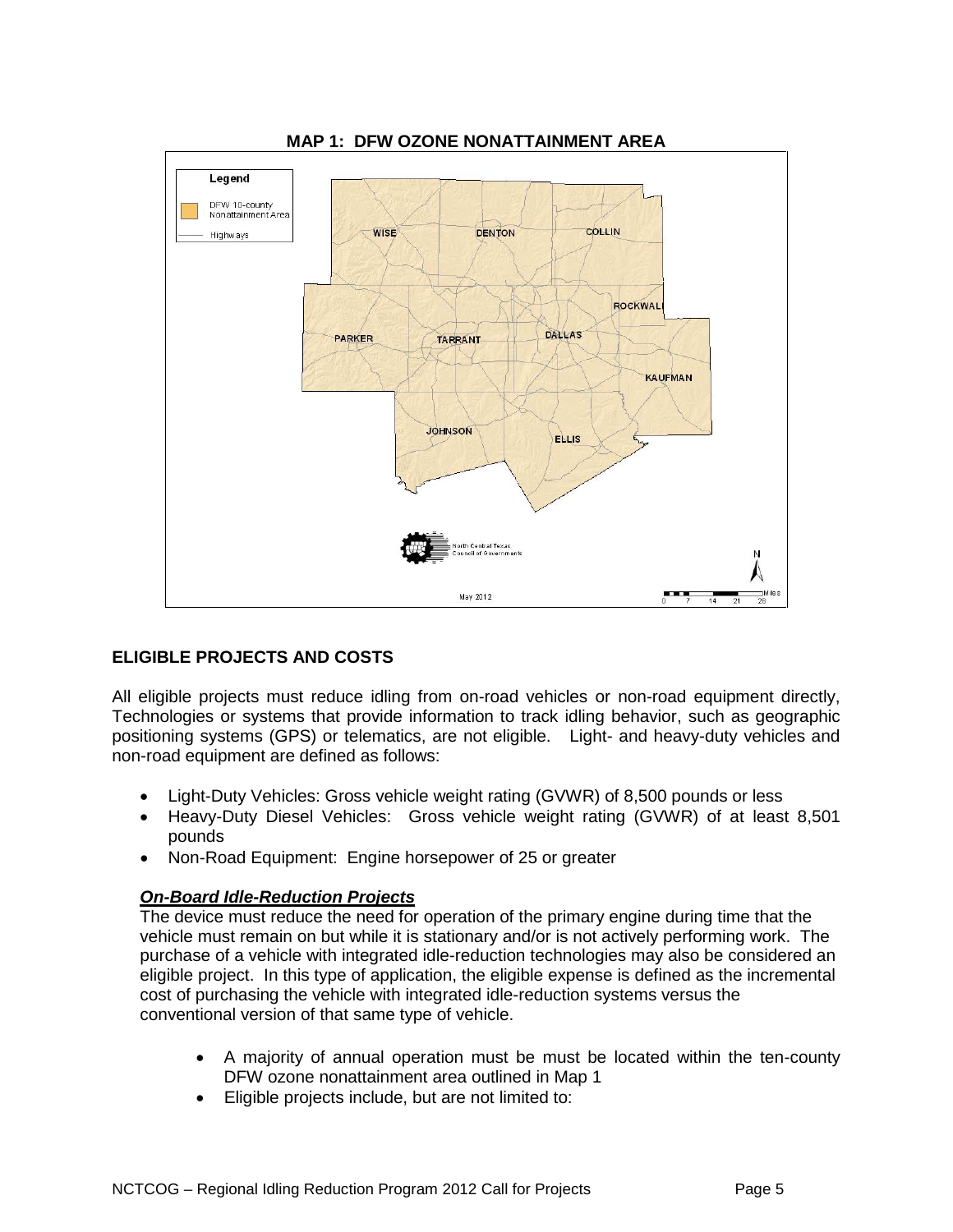**MAP 1: DFW OZONE NONATTAINMENT AREA**

## ELIGIBLE PROJECTS AND COSTS

All eligible projects must reduce idling from on-road vehicles or non-road equipment directly, Technologies or systems that provide information to track idling behavior, such as geographic positioning systems (GPS) or telematics, are not eligible. Light- and heavy-duty vehicles and non-road equipment are defined as follows:

- Light-Duty Vehicles: Gross vehicle weight rating (GVWR) of 8,500 pounds or less
- Heavy-Duty Diesel Vehicles: Gross vehicle weight rating (GVWR) of at least 8,501 pounds
- Non-Road Equipment: Engine horsepower of 25 or greater

### ***On-Board Idle-Reduction Projects***

The device must reduce the need for operation of the primary engine during time that the vehicle must remain on but while it is stationary and/or is not actively performing work. The purchase of a vehicle with integrated idle-reduction technologies may also be considered an eligible project. In this type of application, the eligible expense is defined as the incremental cost of purchasing the vehicle with integrated idle-reduction systems versus the conventional version of that same type of vehicle.

- A majority of annual operation must be must be located within the ten-county DFW ozone nonattainment area outlined in Map 1
- Eligible projects include, but are not limited to: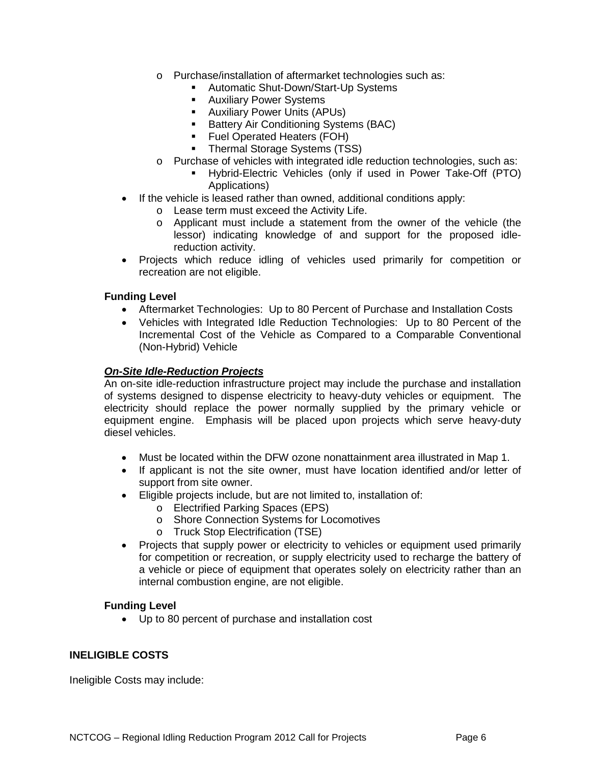- Purchase/installation of aftermarket technologies such as:
    - Automatic Shut-Down/Start-Up Systems
    - Auxiliary Power Systems
    - Auxiliary Power Units (APUs)
    - Battery Air Conditioning Systems (BAC)
    - Fuel Operated Heaters (FOH)
    - Thermal Storage Systems (TSS)
  - Purchase of vehicles with integrated idle reduction technologies, such as:
    - Hybrid-Electric Vehicles (only if used in Power Take-Off (PTO) Applications)
- If the vehicle is leased rather than owned, additional conditions apply:
  - Lease term must exceed the Activity Life.
  - Applicant must include a statement from the owner of the vehicle (the lessor) indicating knowledge of and support for the proposed idle-reduction activity.
- Projects which reduce idling of vehicles used primarily for competition or recreation are not eligible.

**Funding Level**

- Aftermarket Technologies: Up to 80 Percent of Purchase and Installation Costs
- Vehicles with Integrated Idle Reduction Technologies: Up to 80 Percent of the Incremental Cost of the Vehicle as Compared to a Comparable Conventional (Non-Hybrid) Vehicle

***On-Site Idle-Reduction Projects***

An on-site idle-reduction infrastructure project may include the purchase and installation of systems designed to dispense electricity to heavy-duty vehicles or equipment. The electricity should replace the power normally supplied by the primary vehicle or equipment engine. Emphasis will be placed upon projects which serve heavy-duty diesel vehicles.

- Must be located within the DFW ozone nonattainment area illustrated in Map 1.
- If applicant is not the site owner, must have location identified and/or letter of support from site owner.
- Eligible projects include, but are not limited to, installation of:
  - Electrified Parking Spaces (EPS)
  - Shore Connection Systems for Locomotives
  - Truck Stop Electrification (TSE)
- Projects that supply power or electricity to vehicles or equipment used primarily for competition or recreation, or supply electricity used to recharge the battery of a vehicle or piece of equipment that operates solely on electricity rather than an internal combustion engine, are not eligible.

**Funding Level**

- Up to 80 percent of purchase and installation cost

**INELIGIBLE COSTS**

Ineligible Costs may include: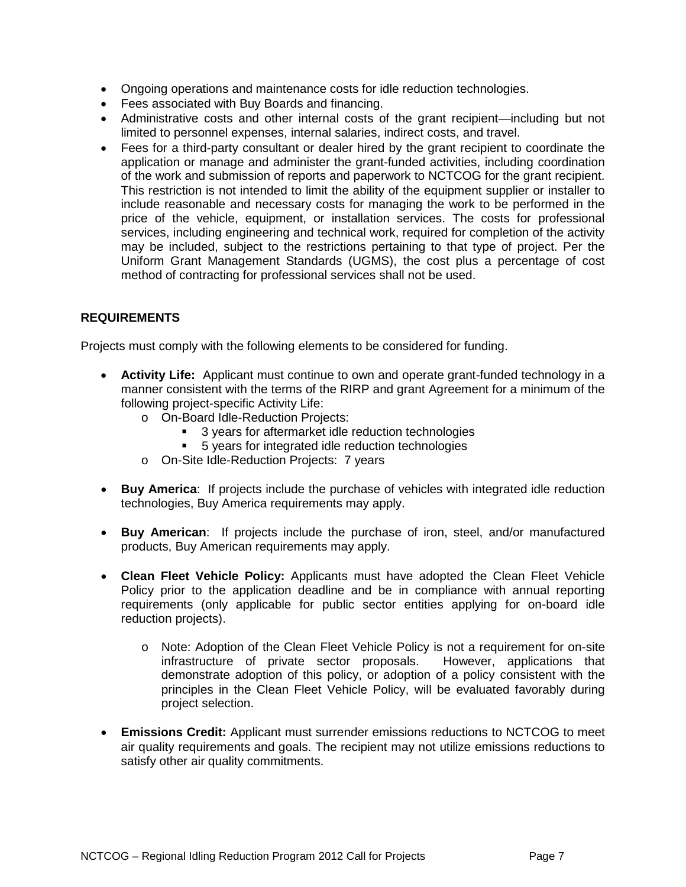- Ongoing operations and maintenance costs for idle reduction technologies.
- Fees associated with Buy Boards and financing.
- Administrative costs and other internal costs of the grant recipient—including but not limited to personnel expenses, internal salaries, indirect costs, and travel.
- Fees for a third-party consultant or dealer hired by the grant recipient to coordinate the application or manage and administer the grant-funded activities, including coordination of the work and submission of reports and paperwork to NCTCOG for the grant recipient. This restriction is not intended to limit the ability of the equipment supplier or installer to include reasonable and necessary costs for managing the work to be performed in the price of the vehicle, equipment, or installation services. The costs for professional services, including engineering and technical work, required for completion of the activity may be included, subject to the restrictions pertaining to that type of project. Per the Uniform Grant Management Standards (UGMS), the cost plus a percentage of cost method of contracting for professional services shall not be used.

**REQUIREMENTS**

Projects must comply with the following elements to be considered for funding.

- **Activity Life:** Applicant must continue to own and operate grant-funded technology in a manner consistent with the terms of the RIRP and grant Agreement for a minimum of the following project-specific Activity Life:
  - On-Board Idle-Reduction Projects:
    - 3 years for aftermarket idle reduction technologies
    - 5 years for integrated idle reduction technologies
  - On-Site Idle-Reduction Projects: 7 years

- **Buy America**: If projects include the purchase of vehicles with integrated idle reduction technologies, Buy America requirements may apply.

- **Buy American**: If projects include the purchase of iron, steel, and/or manufactured products, Buy American requirements may apply.

- **Clean Fleet Vehicle Policy:** Applicants must have adopted the Clean Fleet Vehicle Policy prior to the application deadline and be in compliance with annual reporting requirements (only applicable for public sector entities applying for on-board idle reduction projects).

  - Note: Adoption of the Clean Fleet Vehicle Policy is not a requirement for on-site infrastructure of private sector proposals. However, applications that demonstrate adoption of this policy, or adoption of a policy consistent with the principles in the Clean Fleet Vehicle Policy, will be evaluated favorably during project selection.

- **Emissions Credit:** Applicant must surrender emissions reductions to NCTCOG to meet air quality requirements and goals. The recipient may not utilize emissions reductions to satisfy other air quality commitments.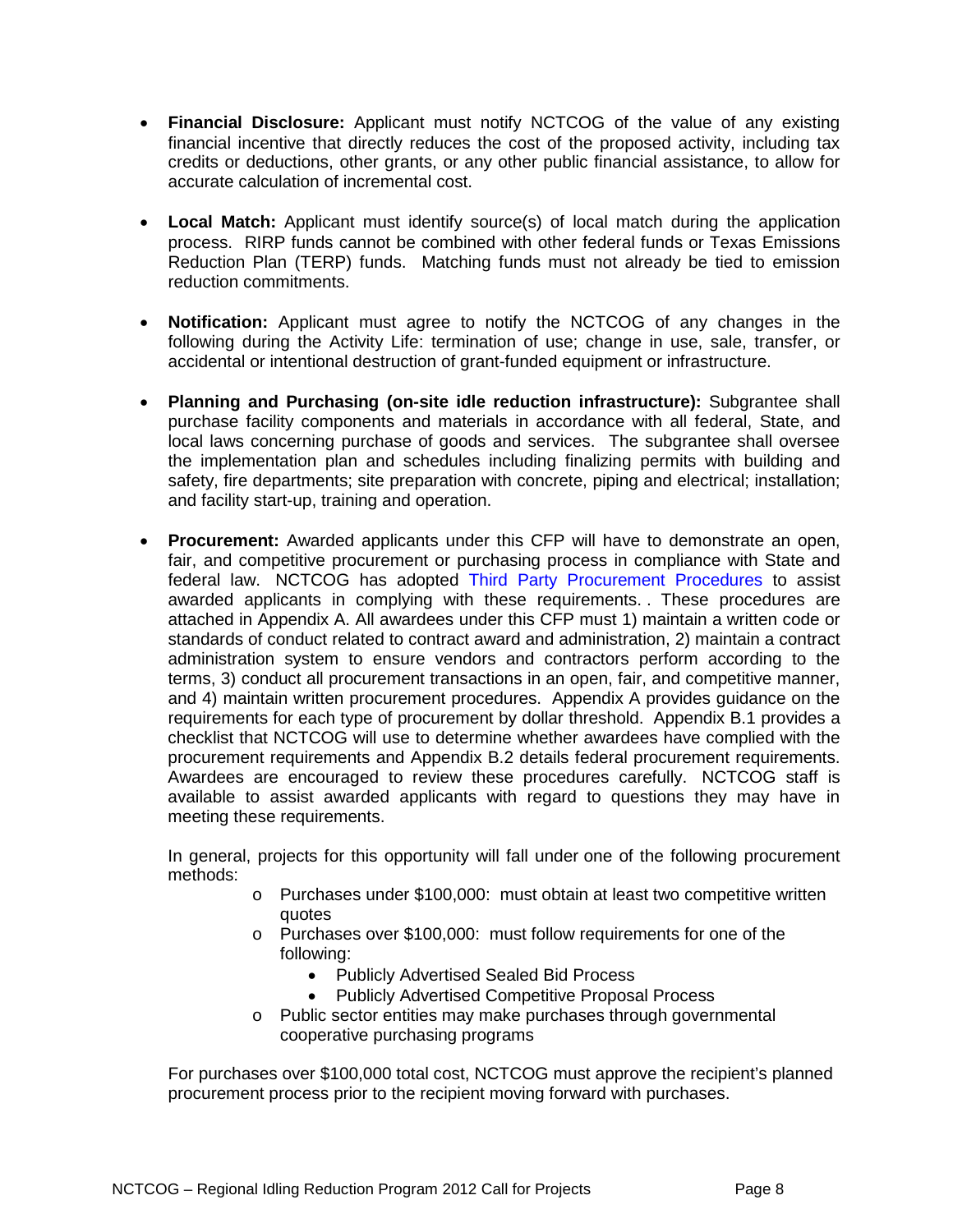- **Financial Disclosure:** Applicant must notify NCTCOG of the value of any existing financial incentive that directly reduces the cost of the proposed activity, including tax credits or deductions, other grants, or any other public financial assistance, to allow for accurate calculation of incremental cost.

- **Local Match:** Applicant must identify source(s) of local match during the application process. RIRP funds cannot be combined with other federal funds or Texas Emissions Reduction Plan (TERP) funds. Matching funds must not already be tied to emission reduction commitments.

- **Notification:** Applicant must agree to notify the NCTCOG of any changes in the following during the Activity Life: termination of use; change in use, sale, transfer, or accidental or intentional destruction of grant-funded equipment or infrastructure.

- **Planning and Purchasing (on-site idle reduction infrastructure):** Subgrantee shall purchase facility components and materials in accordance with all federal, State, and local laws concerning purchase of goods and services. The subgrantee shall oversee the implementation plan and schedules including finalizing permits with building and safety, fire departments; site preparation with concrete, piping and electrical; installation; and facility start-up, training and operation.

- **Procurement:** Awarded applicants under this CFP will have to demonstrate an open, fair, and competitive procurement or purchasing process in compliance with State and federal law. NCTCOG has adopted Third Party Procurement Procedures to assist awarded applicants in complying with these requirements. . These procedures are attached in Appendix A. All awardees under this CFP must 1) maintain a written code or standards of conduct related to contract award and administration, 2) maintain a contract administration system to ensure vendors and contractors perform according to the terms, 3) conduct all procurement transactions in an open, fair, and competitive manner, and 4) maintain written procurement procedures. Appendix A provides guidance on the requirements for each type of procurement by dollar threshold. Appendix B.1 provides a checklist that NCTCOG will use to determine whether awardees have complied with the procurement requirements and Appendix B.2 details federal procurement requirements. Awardees are encouraged to review these procedures carefully. NCTCOG staff is available to assist awarded applicants with regard to questions they may have in meeting these requirements.

  In general, projects for this opportunity will fall under one of the following procurement methods:

  - Purchases under $100,000: must obtain at least two competitive written quotes
  - Purchases over $100,000: must follow requirements for one of the following:
    - Publicly Advertised Sealed Bid Process
    - Publicly Advertised Competitive Proposal Process
  - Public sector entities may make purchases through governmental cooperative purchasing programs

  For purchases over $100,000 total cost, NCTCOG must approve the recipient's planned procurement process prior to the recipient moving forward with purchases.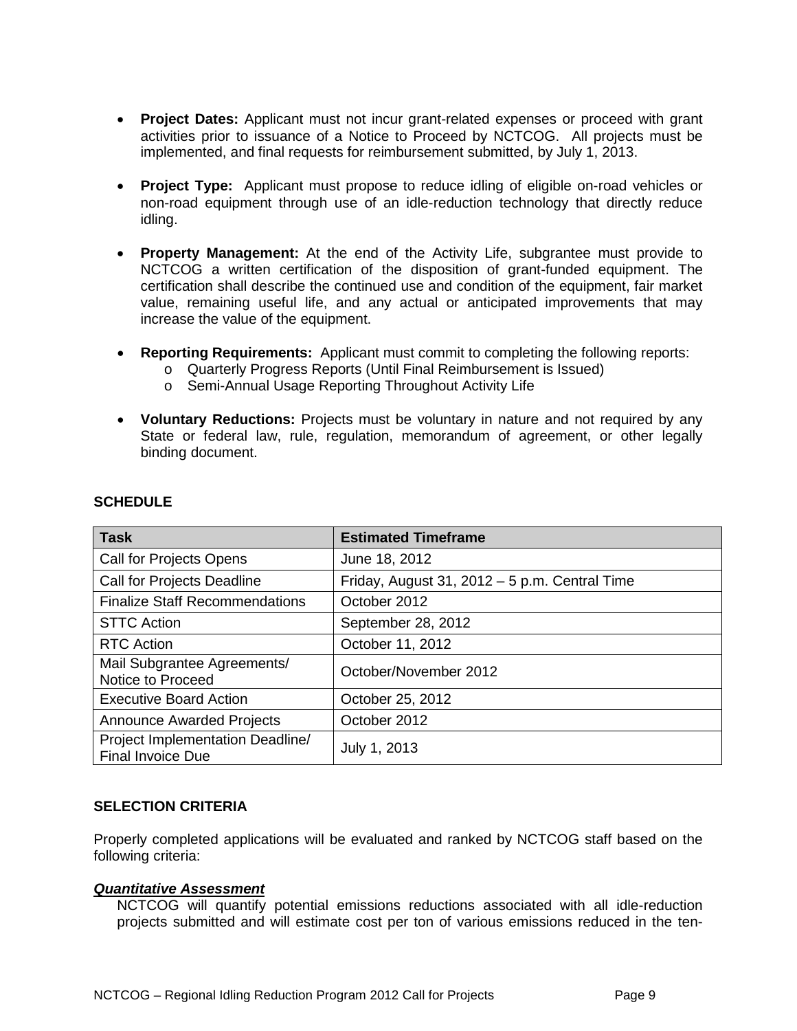- **Project Dates:** Applicant must not incur grant-related expenses or proceed with grant activities prior to issuance of a Notice to Proceed by NCTCOG. All projects must be implemented, and final requests for reimbursement submitted, by July 1, 2013.

- **Project Type:** Applicant must propose to reduce idling of eligible on-road vehicles or non-road equipment through use of an idle-reduction technology that directly reduce idling.

- **Property Management:** At the end of the Activity Life, subgrantee must provide to NCTCOG a written certification of the disposition of grant-funded equipment. The certification shall describe the continued use and condition of the equipment, fair market value, remaining useful life, and any actual or anticipated improvements that may increase the value of the equipment.

- **Reporting Requirements:** Applicant must commit to completing the following reports:
  - Quarterly Progress Reports (Until Final Reimbursement is Issued)
  - Semi-Annual Usage Reporting Throughout Activity Life

- **Voluntary Reductions:** Projects must be voluntary in nature and not required by any State or federal law, rule, regulation, memorandum of agreement, or other legally binding document.

**SCHEDULE**

| Task | Estimated Timeframe |
|---|---|
| Call for Projects Opens | June 18, 2012 |
| Call for Projects Deadline | Friday, August 31, 2012 – 5 p.m. Central Time |
| Finalize Staff Recommendations | October 2012 |
| STTC Action | September 28, 2012 |
| RTC Action | October 11, 2012 |
| Mail Subgrantee Agreements/ Notice to Proceed | October/November 2012 |
| Executive Board Action | October 25, 2012 |
| Announce Awarded Projects | October 2012 |
| Project Implementation Deadline/ Final Invoice Due | July 1, 2013 |

**SELECTION CRITERIA**

Properly completed applications will be evaluated and ranked by NCTCOG staff based on the following criteria:

***Quantitative Assessment***

NCTCOG will quantify potential emissions reductions associated with all idle-reduction projects submitted and will estimate cost per ton of various emissions reduced in the ten-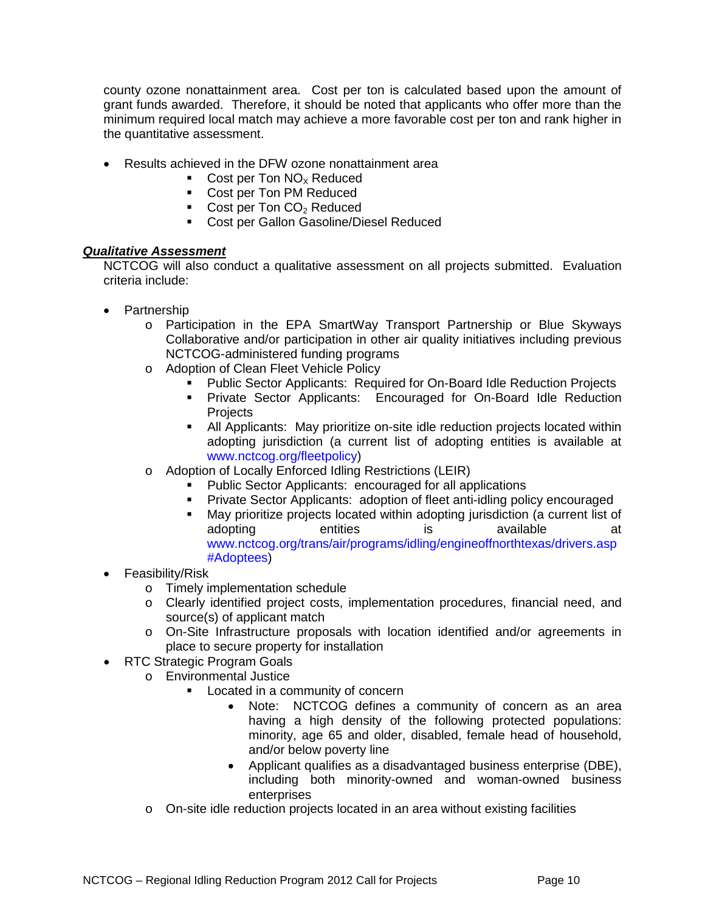county ozone nonattainment area. Cost per ton is calculated based upon the amount of grant funds awarded. Therefore, it should be noted that applicants who offer more than the minimum required local match may achieve a more favorable cost per ton and rank higher in the quantitative assessment.

- Results achieved in the DFW ozone nonattainment area
  - Cost per Ton $NO_X$ Reduced
  - Cost per Ton PM Reduced
  - Cost per Ton $CO_2$ Reduced
  - Cost per Gallon Gasoline/Diesel Reduced

***Qualitative Assessment***

NCTCOG will also conduct a qualitative assessment on all projects submitted. Evaluation criteria include:

- Partnership
  - Participation in the EPA SmartWay Transport Partnership or Blue Skyways Collaborative and/or participation in other air quality initiatives including previous NCTCOG-administered funding programs
  - Adoption of Clean Fleet Vehicle Policy
    - Public Sector Applicants: Required for On-Board Idle Reduction Projects
    - Private Sector Applicants: Encouraged for On-Board Idle Reduction Projects
    - All Applicants: May prioritize on-site idle reduction projects located within adopting jurisdiction (a current list of adopting entities is available at www.nctcog.org/fleetpolicy)
  - Adoption of Locally Enforced Idling Restrictions (LEIR)
    - Public Sector Applicants: encouraged for all applications
    - Private Sector Applicants: adoption of fleet anti-idling policy encouraged
    - May prioritize projects located within adopting jurisdiction (a current list of adopting entities is available at www.nctcog.org/trans/air/programs/idling/engineoffnorthtexas/drivers.asp#Adoptees)
- Feasibility/Risk
  - Timely implementation schedule
  - Clearly identified project costs, implementation procedures, financial need, and source(s) of applicant match
  - On-Site Infrastructure proposals with location identified and/or agreements in place to secure property for installation
- RTC Strategic Program Goals
  - Environmental Justice
    - Located in a community of concern
      - Note: NCTCOG defines a community of concern as an area having a high density of the following protected populations: minority, age 65 and older, disabled, female head of household, and/or below poverty line
      - Applicant qualifies as a disadvantaged business enterprise (DBE), including both minority-owned and woman-owned business enterprises
  - On-site idle reduction projects located in an area without existing facilities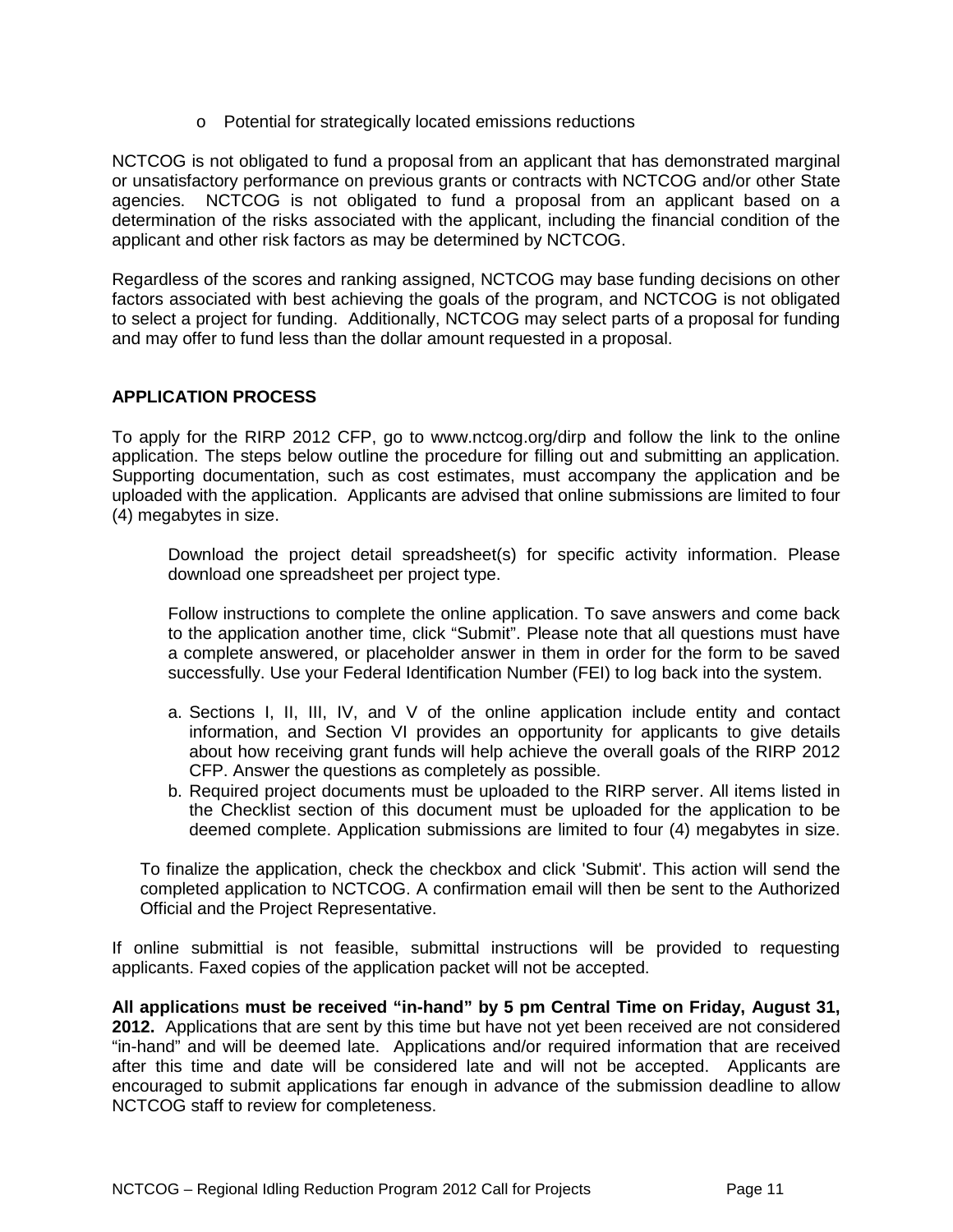- Potential for strategically located emissions reductions

NCTCOG is not obligated to fund a proposal from an applicant that has demonstrated marginal or unsatisfactory performance on previous grants or contracts with NCTCOG and/or other State agencies. NCTCOG is not obligated to fund a proposal from an applicant based on a determination of the risks associated with the applicant, including the financial condition of the applicant and other risk factors as may be determined by NCTCOG.

Regardless of the scores and ranking assigned, NCTCOG may base funding decisions on other factors associated with best achieving the goals of the program, and NCTCOG is not obligated to select a project for funding. Additionally, NCTCOG may select parts of a proposal for funding and may offer to fund less than the dollar amount requested in a proposal.

## APPLICATION PROCESS

To apply for the RIRP 2012 CFP, go to www.nctcog.org/dirp and follow the link to the online application. The steps below outline the procedure for filling out and submitting an application. Supporting documentation, such as cost estimates, must accompany the application and be uploaded with the application. Applicants are advised that online submissions are limited to four (4) megabytes in size.

Download the project detail spreadsheet(s) for specific activity information. Please download one spreadsheet per project type.

Follow instructions to complete the online application. To save answers and come back to the application another time, click "Submit". Please note that all questions must have a complete answered, or placeholder answer in them in order for the form to be saved successfully. Use your Federal Identification Number (FEI) to log back into the system.

a. Sections I, II, III, IV, and V of the online application include entity and contact information, and Section VI provides an opportunity for applicants to give details about how receiving grant funds will help achieve the overall goals of the RIRP 2012 CFP. Answer the questions as completely as possible.
b. Required project documents must be uploaded to the RIRP server. All items listed in the Checklist section of this document must be uploaded for the application to be deemed complete. Application submissions are limited to four (4) megabytes in size.

To finalize the application, check the checkbox and click 'Submit'. This action will send the completed application to NCTCOG. A confirmation email will then be sent to the Authorized Official and the Project Representative.

If online submittial is not feasible, submittal instructions will be provided to requesting applicants. Faxed copies of the application packet will not be accepted.

**All applications must be received "in-hand" by 5 pm Central Time on Friday, August 31, 2012.** Applications that are sent by this time but have not yet been received are not considered "in-hand" and will be deemed late. Applications and/or required information that are received after this time and date will be considered late and will not be accepted. Applicants are encouraged to submit applications far enough in advance of the submission deadline to allow NCTCOG staff to review for completeness.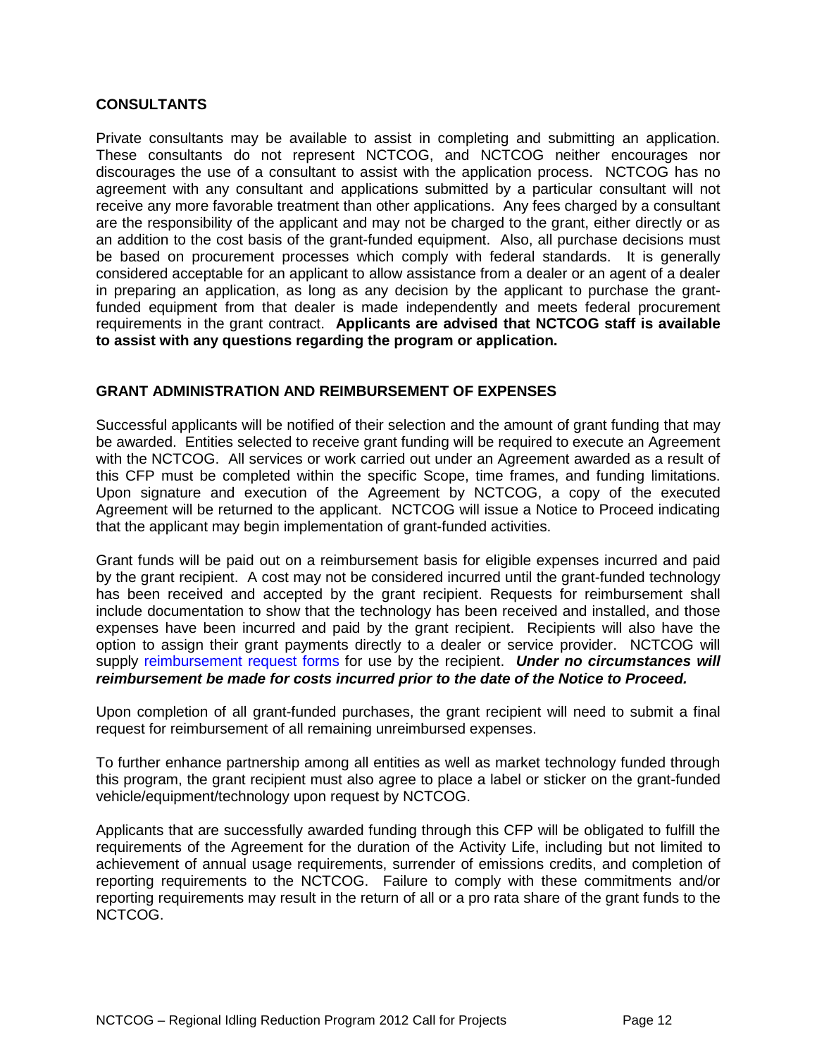## CONSULTANTS

Private consultants may be available to assist in completing and submitting an application. These consultants do not represent NCTCOG, and NCTCOG neither encourages nor discourages the use of a consultant to assist with the application process. NCTCOG has no agreement with any consultant and applications submitted by a particular consultant will not receive any more favorable treatment than other applications. Any fees charged by a consultant are the responsibility of the applicant and may not be charged to the grant, either directly or as an addition to the cost basis of the grant-funded equipment. Also, all purchase decisions must be based on procurement processes which comply with federal standards. It is generally considered acceptable for an applicant to allow assistance from a dealer or an agent of a dealer in preparing an application, as long as any decision by the applicant to purchase the grant-funded equipment from that dealer is made independently and meets federal procurement requirements in the grant contract. **Applicants are advised that NCTCOG staff is available to assist with any questions regarding the program or application.**

## GRANT ADMINISTRATION AND REIMBURSEMENT OF EXPENSES

Successful applicants will be notified of their selection and the amount of grant funding that may be awarded. Entities selected to receive grant funding will be required to execute an Agreement with the NCTCOG. All services or work carried out under an Agreement awarded as a result of this CFP must be completed within the specific Scope, time frames, and funding limitations. Upon signature and execution of the Agreement by NCTCOG, a copy of the executed Agreement will be returned to the applicant. NCTCOG will issue a Notice to Proceed indicating that the applicant may begin implementation of grant-funded activities.

Grant funds will be paid out on a reimbursement basis for eligible expenses incurred and paid by the grant recipient. A cost may not be considered incurred until the grant-funded technology has been received and accepted by the grant recipient. Requests for reimbursement shall include documentation to show that the technology has been received and installed, and those expenses have been incurred and paid by the grant recipient. Recipients will also have the option to assign their grant payments directly to a dealer or service provider. NCTCOG will supply reimbursement request forms for use by the recipient. ***Under no circumstances will reimbursement be made for costs incurred prior to the date of the Notice to Proceed.***

Upon completion of all grant-funded purchases, the grant recipient will need to submit a final request for reimbursement of all remaining unreimbursed expenses.

To further enhance partnership among all entities as well as market technology funded through this program, the grant recipient must also agree to place a label or sticker on the grant-funded vehicle/equipment/technology upon request by NCTCOG.

Applicants that are successfully awarded funding through this CFP will be obligated to fulfill the requirements of the Agreement for the duration of the Activity Life, including but not limited to achievement of annual usage requirements, surrender of emissions credits, and completion of reporting requirements to the NCTCOG. Failure to comply with these commitments and/or reporting requirements may result in the return of all or a pro rata share of the grant funds to the NCTCOG.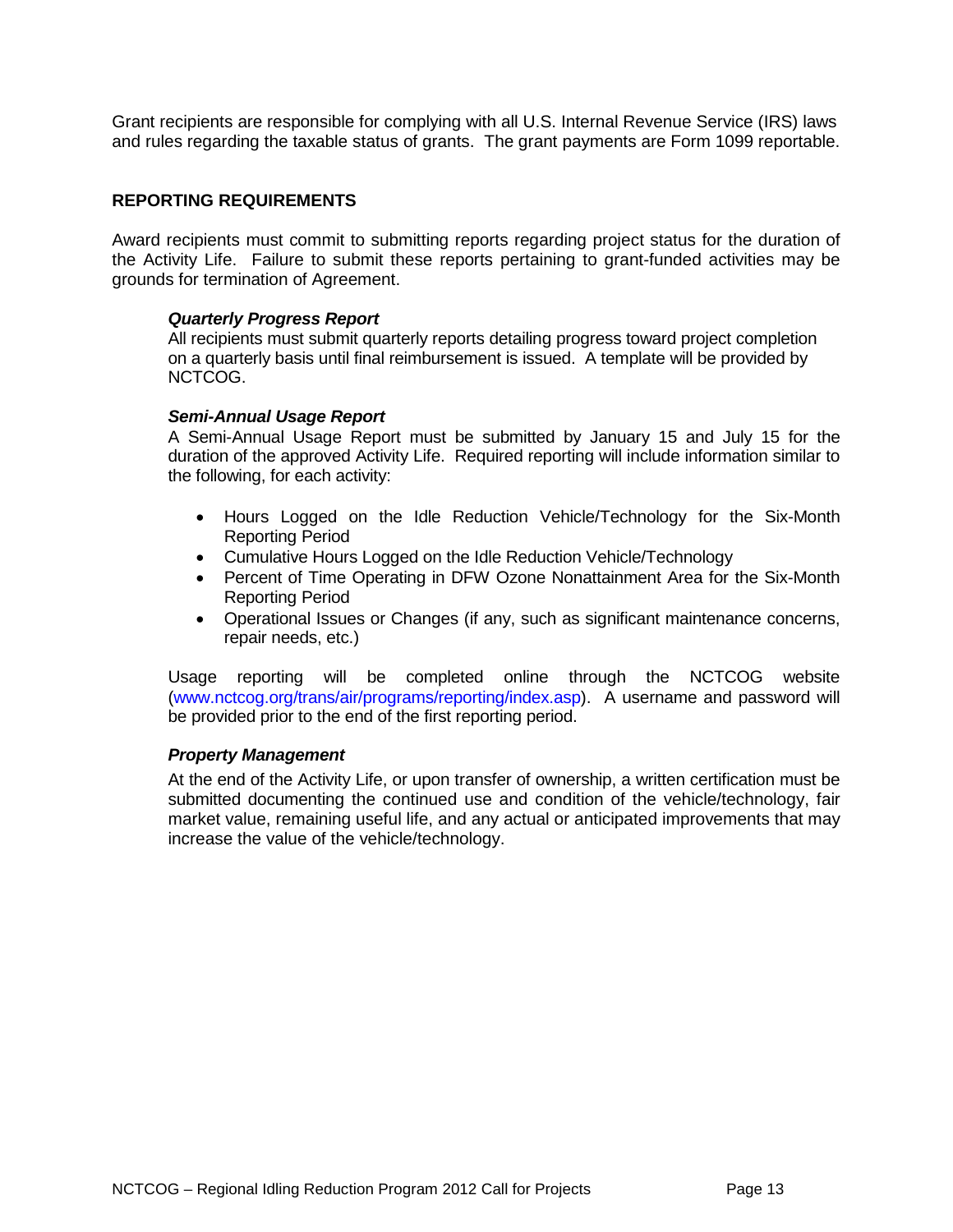Grant recipients are responsible for complying with all U.S. Internal Revenue Service (IRS) laws and rules regarding the taxable status of grants. The grant payments are Form 1099 reportable.

## REPORTING REQUIREMENTS

Award recipients must commit to submitting reports regarding project status for the duration of the Activity Life. Failure to submit these reports pertaining to grant-funded activities may be grounds for termination of Agreement.

### *Quarterly Progress Report*

All recipients must submit quarterly reports detailing progress toward project completion on a quarterly basis until final reimbursement is issued. A template will be provided by NCTCOG.

### *Semi-Annual Usage Report*

A Semi-Annual Usage Report must be submitted by January 15 and July 15 for the duration of the approved Activity Life. Required reporting will include information similar to the following, for each activity:

- Hours Logged on the Idle Reduction Vehicle/Technology for the Six-Month Reporting Period
- Cumulative Hours Logged on the Idle Reduction Vehicle/Technology
- Percent of Time Operating in DFW Ozone Nonattainment Area for the Six-Month Reporting Period
- Operational Issues or Changes (if any, such as significant maintenance concerns, repair needs, etc.)

Usage reporting will be completed online through the NCTCOG website (www.nctcog.org/trans/air/programs/reporting/index.asp). A username and password will be provided prior to the end of the first reporting period.

### *Property Management*

At the end of the Activity Life, or upon transfer of ownership, a written certification must be submitted documenting the continued use and condition of the vehicle/technology, fair market value, remaining useful life, and any actual or anticipated improvements that may increase the value of the vehicle/technology.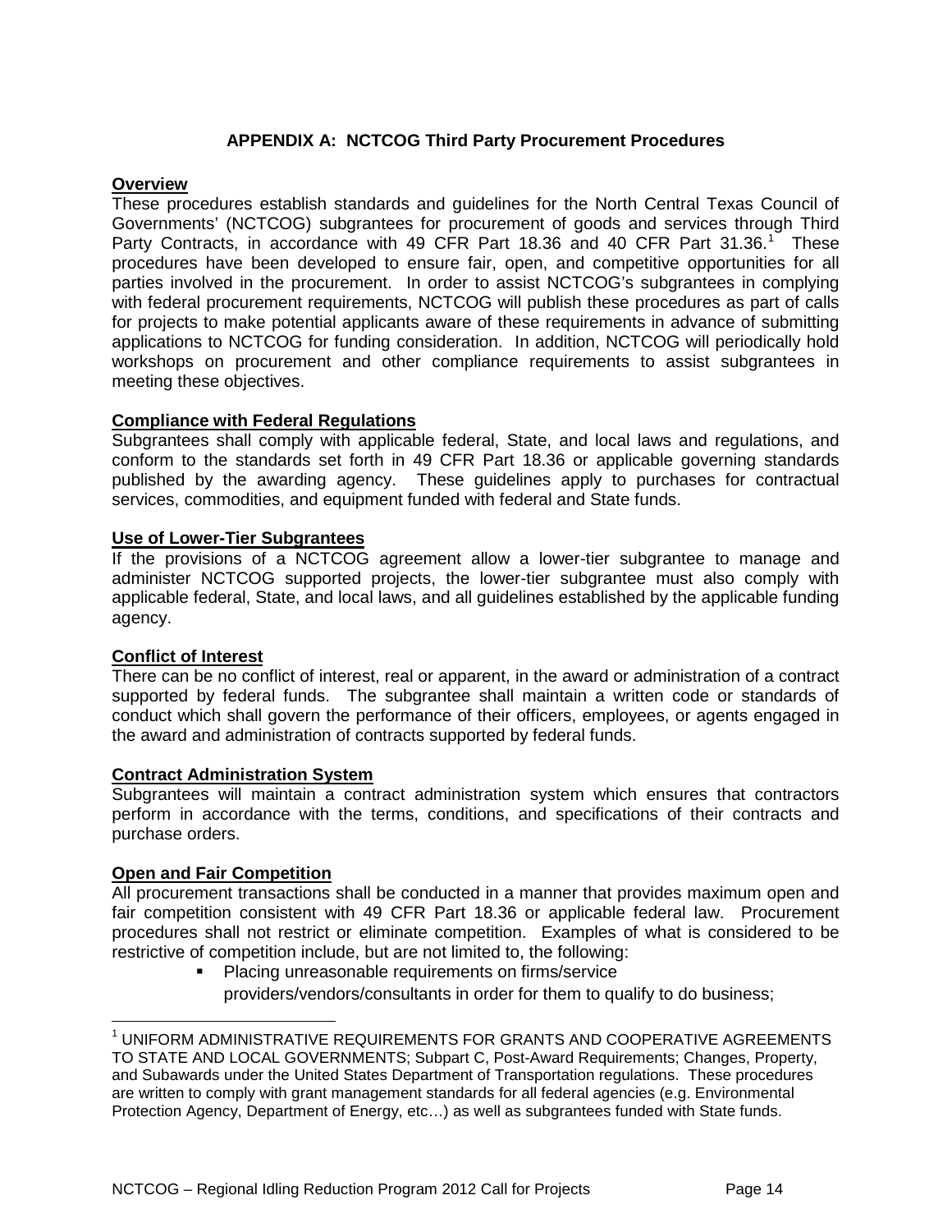# APPENDIX A: NCTCOG Third Party Procurement Procedures

## Overview

These procedures establish standards and guidelines for the North Central Texas Council of Governments' (NCTCOG) subgrantees for procurement of goods and services through Third Party Contracts, in accordance with 49 CFR Part 18.36 and 40 CFR Part 31.36.[1] These procedures have been developed to ensure fair, open, and competitive opportunities for all parties involved in the procurement. In order to assist NCTCOG's subgrantees in complying with federal procurement requirements, NCTCOG will publish these procedures as part of calls for projects to make potential applicants aware of these requirements in advance of submitting applications to NCTCOG for funding consideration. In addition, NCTCOG will periodically hold workshops on procurement and other compliance requirements to assist subgrantees in meeting these objectives.

## Compliance with Federal Regulations

Subgrantees shall comply with applicable federal, State, and local laws and regulations, and conform to the standards set forth in 49 CFR Part 18.36 or applicable governing standards published by the awarding agency. These guidelines apply to purchases for contractual services, commodities, and equipment funded with federal and State funds.

## Use of Lower-Tier Subgrantees

If the provisions of a NCTCOG agreement allow a lower-tier subgrantee to manage and administer NCTCOG supported projects, the lower-tier subgrantee must also comply with applicable federal, State, and local laws, and all guidelines established by the applicable funding agency.

## Conflict of Interest

There can be no conflict of interest, real or apparent, in the award or administration of a contract supported by federal funds. The subgrantee shall maintain a written code or standards of conduct which shall govern the performance of their officers, employees, or agents engaged in the award and administration of contracts supported by federal funds.

## Contract Administration System

Subgrantees will maintain a contract administration system which ensures that contractors perform in accordance with the terms, conditions, and specifications of their contracts and purchase orders.

## Open and Fair Competition

All procurement transactions shall be conducted in a manner that provides maximum open and fair competition consistent with 49 CFR Part 18.36 or applicable federal law. Procurement procedures shall not restrict or eliminate competition. Examples of what is considered to be restrictive of competition include, but are not limited to, the following:

- Placing unreasonable requirements on firms/service providers/vendors/consultants in order for them to qualify to do business;

---

[1] UNIFORM ADMINISTRATIVE REQUIREMENTS FOR GRANTS AND COOPERATIVE AGREEMENTS TO STATE AND LOCAL GOVERNMENTS; Subpart C, Post-Award Requirements; Changes, Property, and Subawards under the United States Department of Transportation regulations. These procedures are written to comply with grant management standards for all federal agencies (e.g. Environmental Protection Agency, Department of Energy, etc…) as well as subgrantees funded with State funds.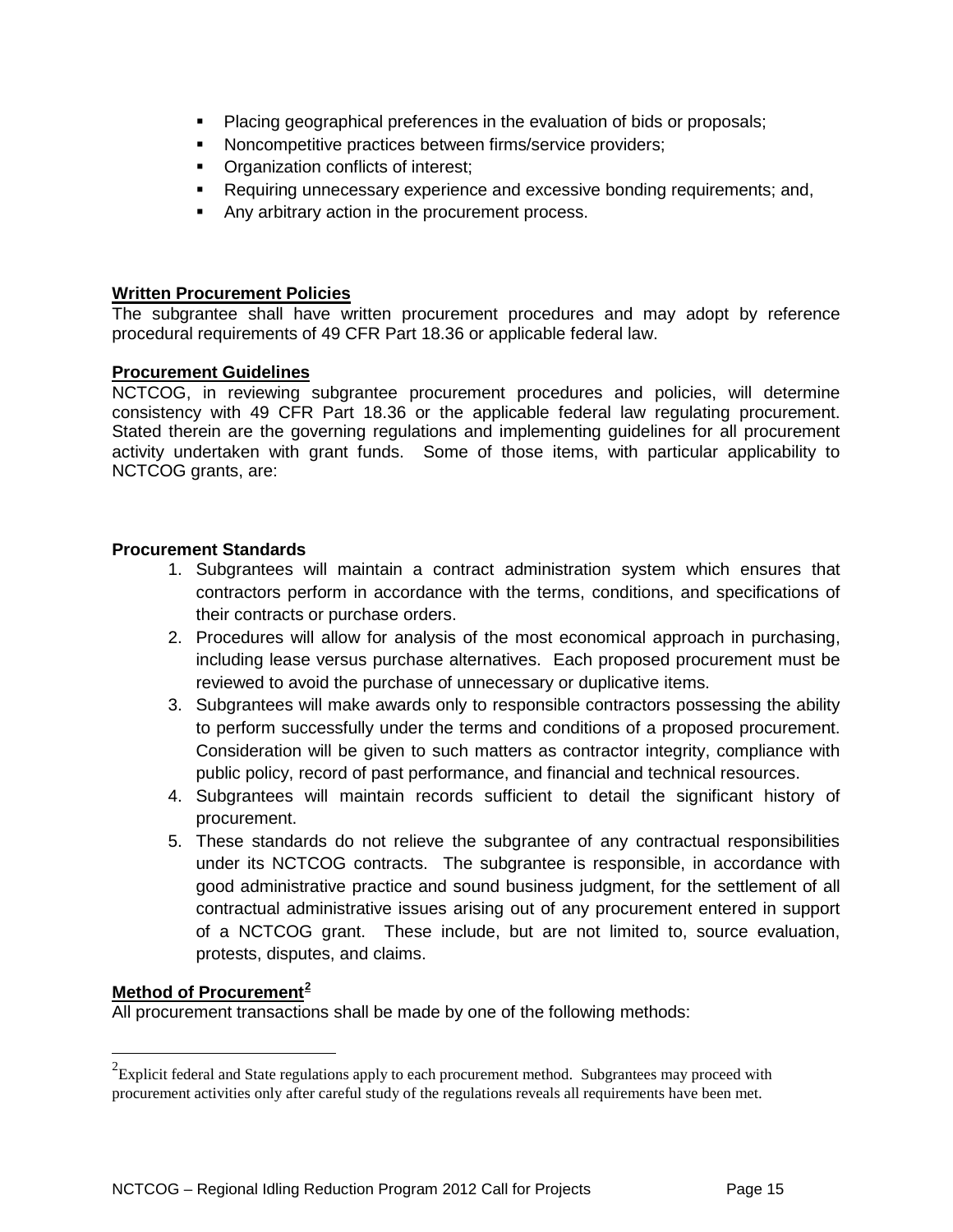- Placing geographical preferences in the evaluation of bids or proposals;
- Noncompetitive practices between firms/service providers;
- Organization conflicts of interest;
- Requiring unnecessary experience and excessive bonding requirements; and,
- Any arbitrary action in the procurement process.

**Written Procurement Policies**

The subgrantee shall have written procurement procedures and may adopt by reference procedural requirements of 49 CFR Part 18.36 or applicable federal law.

**Procurement Guidelines**

NCTCOG, in reviewing subgrantee procurement procedures and policies, will determine consistency with 49 CFR Part 18.36 or the applicable federal law regulating procurement. Stated therein are the governing regulations and implementing guidelines for all procurement activity undertaken with grant funds. Some of those items, with particular applicability to NCTCOG grants, are:

**Procurement Standards**

1. Subgrantees will maintain a contract administration system which ensures that contractors perform in accordance with the terms, conditions, and specifications of their contracts or purchase orders.
2. Procedures will allow for analysis of the most economical approach in purchasing, including lease versus purchase alternatives. Each proposed procurement must be reviewed to avoid the purchase of unnecessary or duplicative items.
3. Subgrantees will make awards only to responsible contractors possessing the ability to perform successfully under the terms and conditions of a proposed procurement. Consideration will be given to such matters as contractor integrity, compliance with public policy, record of past performance, and financial and technical resources.
4. Subgrantees will maintain records sufficient to detail the significant history of procurement.
5. These standards do not relieve the subgrantee of any contractual responsibilities under its NCTCOG contracts. The subgrantee is responsible, in accordance with good administrative practice and sound business judgment, for the settlement of all contractual administrative issues arising out of any procurement entered in support of a NCTCOG grant. These include, but are not limited to, source evaluation, protests, disputes, and claims.

**Method of Procurement[2]**

All procurement transactions shall be made by one of the following methods:

[2] Explicit federal and State regulations apply to each procurement method. Subgrantees may proceed with procurement activities only after careful study of the regulations reveals all requirements have been met.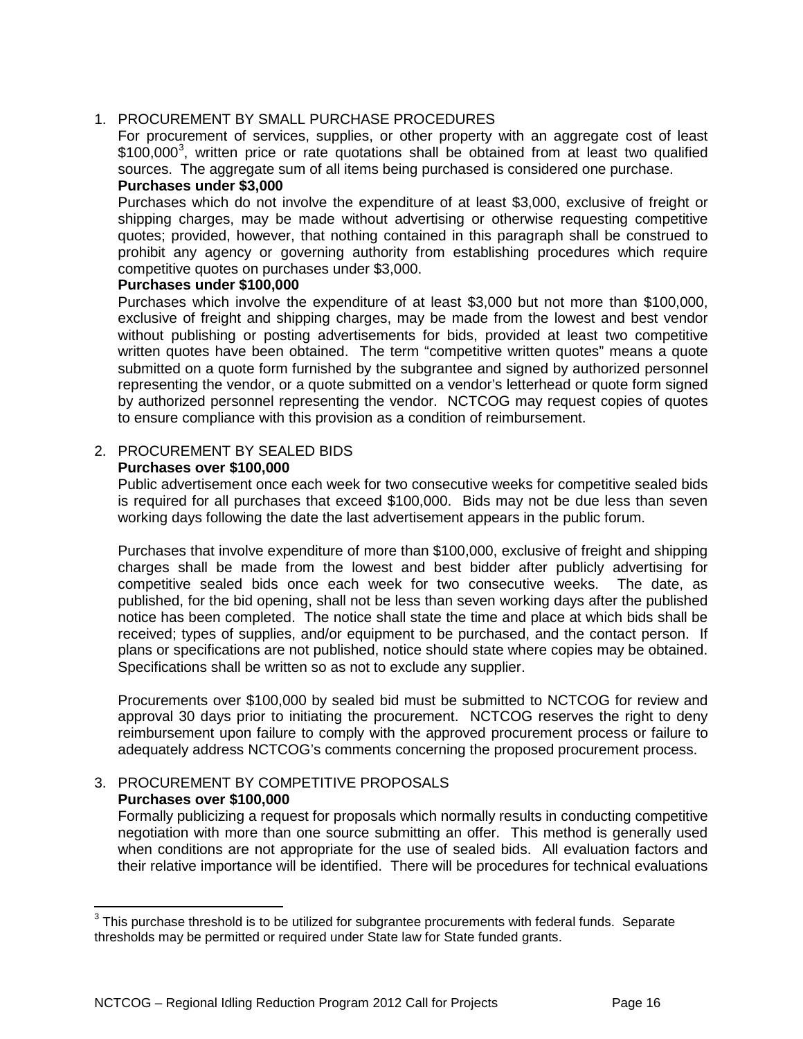1. PROCUREMENT BY SMALL PURCHASE PROCEDURES

   For procurement of services, supplies, or other property with an aggregate cost of least $100,000[3], written price or rate quotations shall be obtained from at least two qualified sources. The aggregate sum of all items being purchased is considered one purchase.

   **Purchases under $3,000**

   Purchases which do not involve the expenditure of at least $3,000, exclusive of freight or shipping charges, may be made without advertising or otherwise requesting competitive quotes; provided, however, that nothing contained in this paragraph shall be construed to prohibit any agency or governing authority from establishing procedures which require competitive quotes on purchases under $3,000.

   **Purchases under $100,000**

   Purchases which involve the expenditure of at least $3,000 but not more than $100,000, exclusive of freight and shipping charges, may be made from the lowest and best vendor without publishing or posting advertisements for bids, provided at least two competitive written quotes have been obtained. The term "competitive written quotes" means a quote submitted on a quote form furnished by the subgrantee and signed by authorized personnel representing the vendor, or a quote submitted on a vendor's letterhead or quote form signed by authorized personnel representing the vendor. NCTCOG may request copies of quotes to ensure compliance with this provision as a condition of reimbursement.

2. PROCUREMENT BY SEALED BIDS

   **Purchases over $100,000**

   Public advertisement once each week for two consecutive weeks for competitive sealed bids is required for all purchases that exceed $100,000. Bids may not be due less than seven working days following the date the last advertisement appears in the public forum.

   Purchases that involve expenditure of more than $100,000, exclusive of freight and shipping charges shall be made from the lowest and best bidder after publicly advertising for competitive sealed bids once each week for two consecutive weeks. The date, as published, for the bid opening, shall not be less than seven working days after the published notice has been completed. The notice shall state the time and place at which bids shall be received; types of supplies, and/or equipment to be purchased, and the contact person. If plans or specifications are not published, notice should state where copies may be obtained. Specifications shall be written so as not to exclude any supplier.

   Procurements over $100,000 by sealed bid must be submitted to NCTCOG for review and approval 30 days prior to initiating the procurement. NCTCOG reserves the right to deny reimbursement upon failure to comply with the approved procurement process or failure to adequately address NCTCOG's comments concerning the proposed procurement process.

3. PROCUREMENT BY COMPETITIVE PROPOSALS

   **Purchases over $100,000**

   Formally publicizing a request for proposals which normally results in conducting competitive negotiation with more than one source submitting an offer. This method is generally used when conditions are not appropriate for the use of sealed bids. All evaluation factors and their relative importance will be identified. There will be procedures for technical evaluations

---

[3] This purchase threshold is to be utilized for subgrantee procurements with federal funds. Separate thresholds may be permitted or required under State law for State funded grants.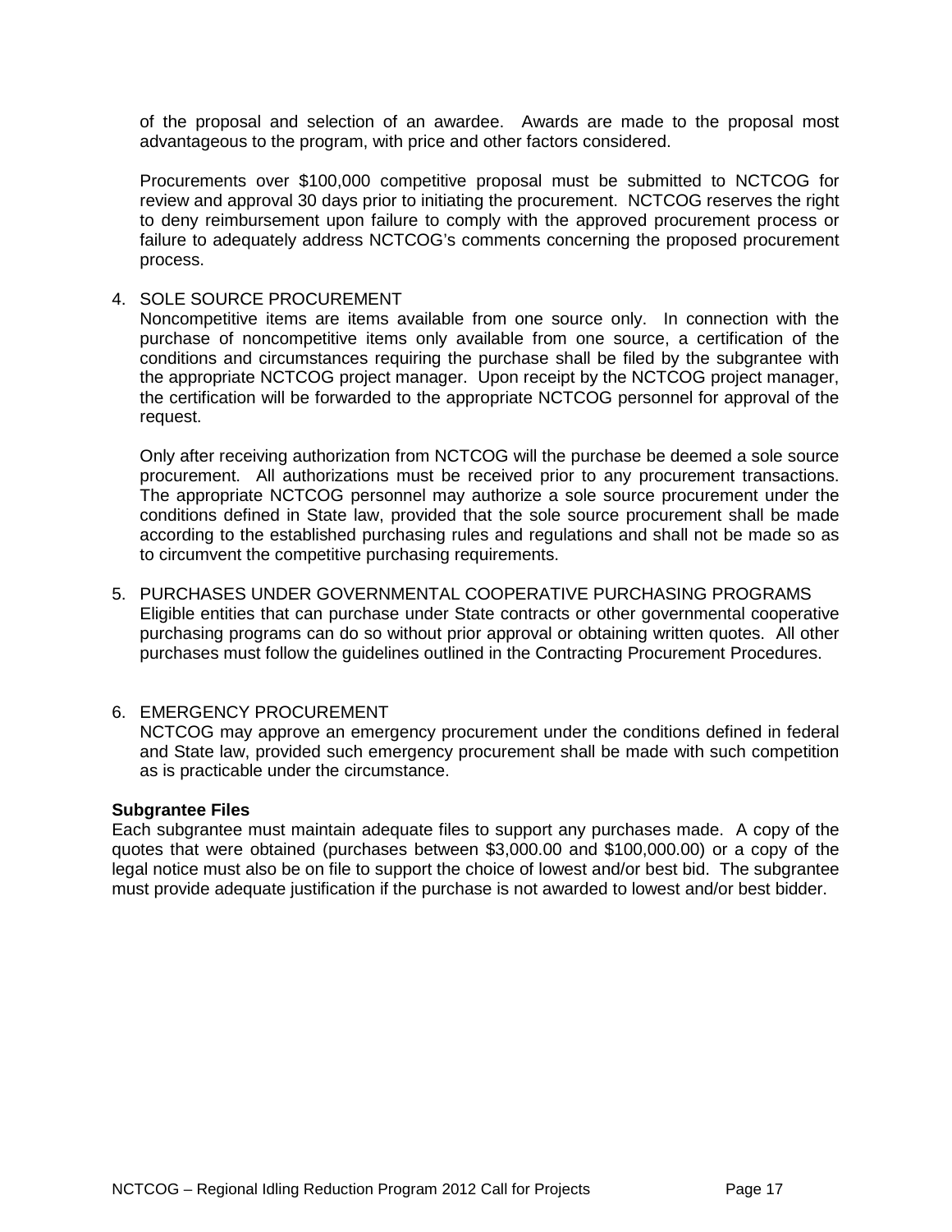of the proposal and selection of an awardee. Awards are made to the proposal most advantageous to the program, with price and other factors considered.

Procurements over $100,000 competitive proposal must be submitted to NCTCOG for review and approval 30 days prior to initiating the procurement. NCTCOG reserves the right to deny reimbursement upon failure to comply with the approved procurement process or failure to adequately address NCTCOG's comments concerning the proposed procurement process.

4. SOLE SOURCE PROCUREMENT
   Noncompetitive items are items available from one source only. In connection with the purchase of noncompetitive items only available from one source, a certification of the conditions and circumstances requiring the purchase shall be filed by the subgrantee with the appropriate NCTCOG project manager. Upon receipt by the NCTCOG project manager, the certification will be forwarded to the appropriate NCTCOG personnel for approval of the request.

   Only after receiving authorization from NCTCOG will the purchase be deemed a sole source procurement. All authorizations must be received prior to any procurement transactions. The appropriate NCTCOG personnel may authorize a sole source procurement under the conditions defined in State law, provided that the sole source procurement shall be made according to the established purchasing rules and regulations and shall not be made so as to circumvent the competitive purchasing requirements.

5. PURCHASES UNDER GOVERNMENTAL COOPERATIVE PURCHASING PROGRAMS
   Eligible entities that can purchase under State contracts or other governmental cooperative purchasing programs can do so without prior approval or obtaining written quotes. All other purchases must follow the guidelines outlined in the Contracting Procurement Procedures.

6. EMERGENCY PROCUREMENT
   NCTCOG may approve an emergency procurement under the conditions defined in federal and State law, provided such emergency procurement shall be made with such competition as is practicable under the circumstance.

**Subgrantee Files**

Each subgrantee must maintain adequate files to support any purchases made. A copy of the quotes that were obtained (purchases between $3,000.00 and $100,000.00) or a copy of the legal notice must also be on file to support the choice of lowest and/or best bid. The subgrantee must provide adequate justification if the purchase is not awarded to lowest and/or best bidder.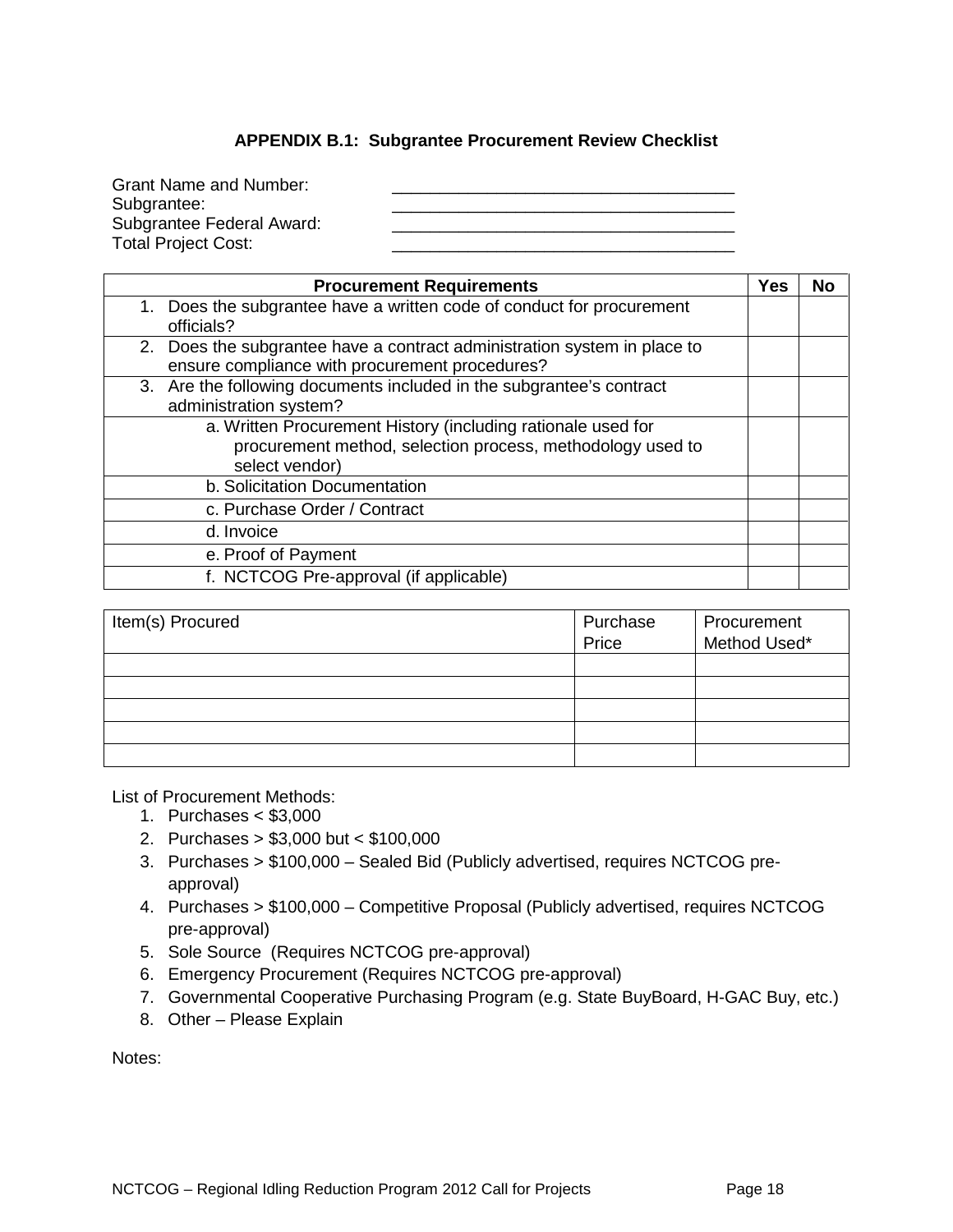### APPENDIX B.1: Subgrantee Procurement Review Checklist

Grant Name and Number: ____________________________________
Subgrantee: ____________________________________
Subgrantee Federal Award: ____________________________________
Total Project Cost: ____________________________________

| Procurement Requirements | Yes | No |
|---|---|---|
| 1. Does the subgrantee have a written code of conduct for procurement officials? | | |
| 2. Does the subgrantee have a contract administration system in place to ensure compliance with procurement procedures? | | |
| 3. Are the following documents included in the subgrantee's contract administration system? | | |
| a. Written Procurement History (including rationale used for procurement method, selection process, methodology used to select vendor) | | |
| b. Solicitation Documentation | | |
| c. Purchase Order / Contract | | |
| d. Invoice | | |
| e. Proof of Payment | | |
| f. NCTCOG Pre-approval (if applicable) | | |

| Item(s) Procured | Purchase Price | Procurement Method Used* |
|---|---|---|
| | | |
| | | |
| | | |
| | | |
| | | |

List of Procurement Methods:

1. Purchases < $3,000
2. Purchases > $3,000 but < $100,000
3. Purchases > $100,000 – Sealed Bid (Publicly advertised, requires NCTCOG pre-approval)
4. Purchases > $100,000 – Competitive Proposal (Publicly advertised, requires NCTCOG pre-approval)
5. Sole Source (Requires NCTCOG pre-approval)
6. Emergency Procurement (Requires NCTCOG pre-approval)
7. Governmental Cooperative Purchasing Program (e.g. State BuyBoard, H-GAC Buy, etc.)
8. Other – Please Explain

Notes: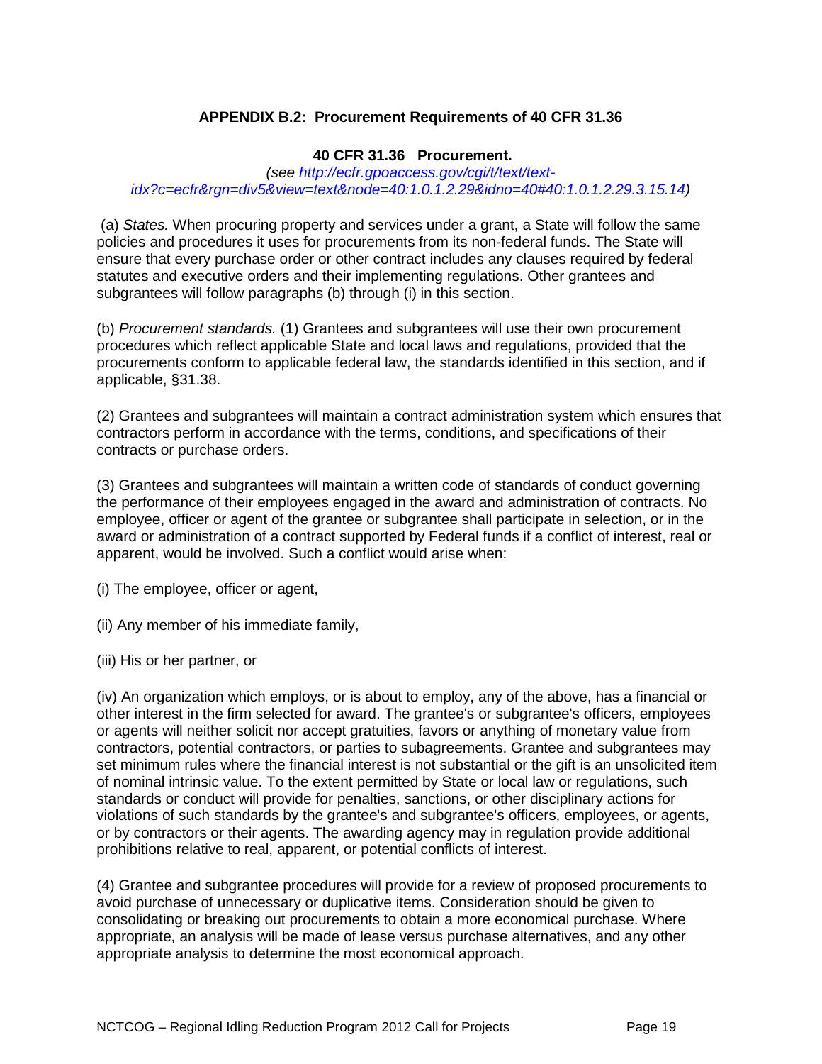## APPENDIX B.2: Procurement Requirements of 40 CFR 31.36

### 40 CFR 31.36 Procurement.

*(see http://ecfr.gpoaccess.gov/cgi/t/text/text-idx?c=ecfr&rgn=div5&view=text&node=40:1.0.1.2.29&idno=40#40:1.0.1.2.29.3.15.14)*

(a) *States.* When procuring property and services under a grant, a State will follow the same policies and procedures it uses for procurements from its non-federal funds. The State will ensure that every purchase order or other contract includes any clauses required by federal statutes and executive orders and their implementing regulations. Other grantees and subgrantees will follow paragraphs (b) through (i) in this section.

(b) *Procurement standards.* (1) Grantees and subgrantees will use their own procurement procedures which reflect applicable State and local laws and regulations, provided that the procurements conform to applicable federal law, the standards identified in this section, and if applicable, §31.38.

(2) Grantees and subgrantees will maintain a contract administration system which ensures that contractors perform in accordance with the terms, conditions, and specifications of their contracts or purchase orders.

(3) Grantees and subgrantees will maintain a written code of standards of conduct governing the performance of their employees engaged in the award and administration of contracts. No employee, officer or agent of the grantee or subgrantee shall participate in selection, or in the award or administration of a contract supported by Federal funds if a conflict of interest, real or apparent, would be involved. Such a conflict would arise when:

(i) The employee, officer or agent,

(ii) Any member of his immediate family,

(iii) His or her partner, or

(iv) An organization which employs, or is about to employ, any of the above, has a financial or other interest in the firm selected for award. The grantee's or subgrantee's officers, employees or agents will neither solicit nor accept gratuities, favors or anything of monetary value from contractors, potential contractors, or parties to subagreements. Grantee and subgrantees may set minimum rules where the financial interest is not substantial or the gift is an unsolicited item of nominal intrinsic value. To the extent permitted by State or local law or regulations, such standards or conduct will provide for penalties, sanctions, or other disciplinary actions for violations of such standards by the grantee's and subgrantee's officers, employees, or agents, or by contractors or their agents. The awarding agency may in regulation provide additional prohibitions relative to real, apparent, or potential conflicts of interest.

(4) Grantee and subgrantee procedures will provide for a review of proposed procurements to avoid purchase of unnecessary or duplicative items. Consideration should be given to consolidating or breaking out procurements to obtain a more economical purchase. Where appropriate, an analysis will be made of lease versus purchase alternatives, and any other appropriate analysis to determine the most economical approach.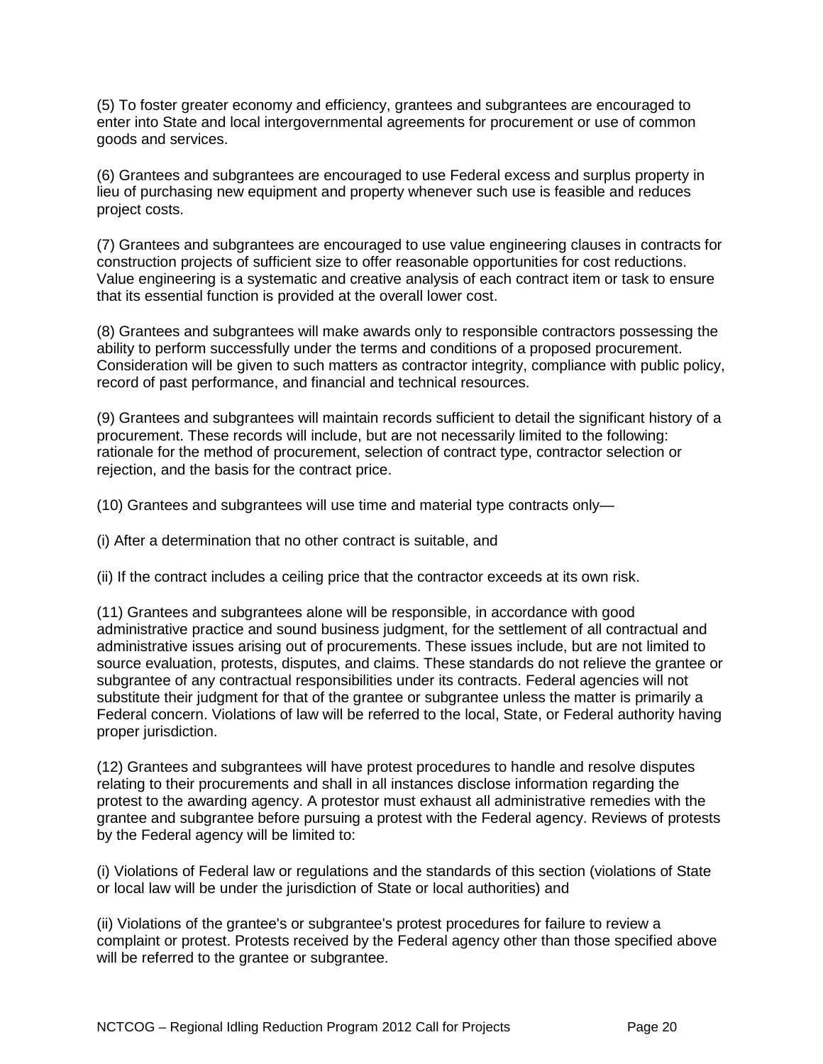(5) To foster greater economy and efficiency, grantees and subgrantees are encouraged to enter into State and local intergovernmental agreements for procurement or use of common goods and services.

(6) Grantees and subgrantees are encouraged to use Federal excess and surplus property in lieu of purchasing new equipment and property whenever such use is feasible and reduces project costs.

(7) Grantees and subgrantees are encouraged to use value engineering clauses in contracts for construction projects of sufficient size to offer reasonable opportunities for cost reductions. Value engineering is a systematic and creative analysis of each contract item or task to ensure that its essential function is provided at the overall lower cost.

(8) Grantees and subgrantees will make awards only to responsible contractors possessing the ability to perform successfully under the terms and conditions of a proposed procurement. Consideration will be given to such matters as contractor integrity, compliance with public policy, record of past performance, and financial and technical resources.

(9) Grantees and subgrantees will maintain records sufficient to detail the significant history of a procurement. These records will include, but are not necessarily limited to the following: rationale for the method of procurement, selection of contract type, contractor selection or rejection, and the basis for the contract price.

(10) Grantees and subgrantees will use time and material type contracts only—

(i) After a determination that no other contract is suitable, and

(ii) If the contract includes a ceiling price that the contractor exceeds at its own risk.

(11) Grantees and subgrantees alone will be responsible, in accordance with good administrative practice and sound business judgment, for the settlement of all contractual and administrative issues arising out of procurements. These issues include, but are not limited to source evaluation, protests, disputes, and claims. These standards do not relieve the grantee or subgrantee of any contractual responsibilities under its contracts. Federal agencies will not substitute their judgment for that of the grantee or subgrantee unless the matter is primarily a Federal concern. Violations of law will be referred to the local, State, or Federal authority having proper jurisdiction.

(12) Grantees and subgrantees will have protest procedures to handle and resolve disputes relating to their procurements and shall in all instances disclose information regarding the protest to the awarding agency. A protestor must exhaust all administrative remedies with the grantee and subgrantee before pursuing a protest with the Federal agency. Reviews of protests by the Federal agency will be limited to:

(i) Violations of Federal law or regulations and the standards of this section (violations of State or local law will be under the jurisdiction of State or local authorities) and

(ii) Violations of the grantee's or subgrantee's protest procedures for failure to review a complaint or protest. Protests received by the Federal agency other than those specified above will be referred to the grantee or subgrantee.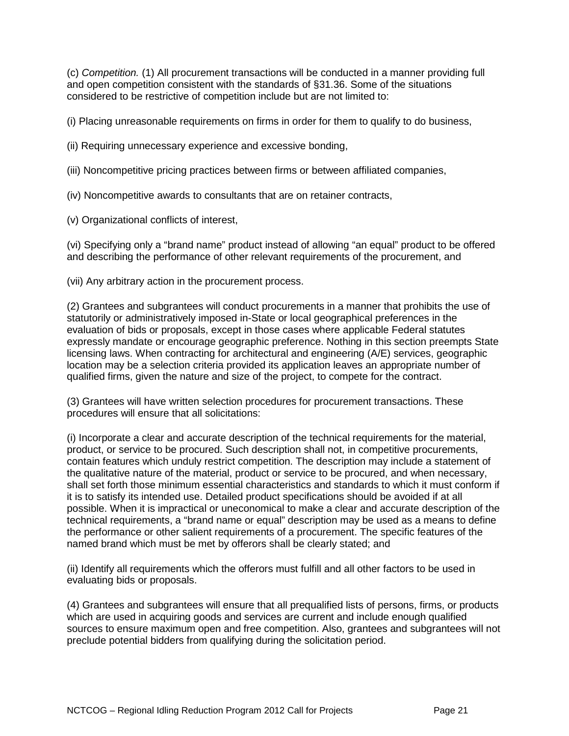(c) *Competition.* (1) All procurement transactions will be conducted in a manner providing full and open competition consistent with the standards of §31.36. Some of the situations considered to be restrictive of competition include but are not limited to:

(i) Placing unreasonable requirements on firms in order for them to qualify to do business,

(ii) Requiring unnecessary experience and excessive bonding,

(iii) Noncompetitive pricing practices between firms or between affiliated companies,

(iv) Noncompetitive awards to consultants that are on retainer contracts,

(v) Organizational conflicts of interest,

(vi) Specifying only a “brand name” product instead of allowing “an equal” product to be offered and describing the performance of other relevant requirements of the procurement, and

(vii) Any arbitrary action in the procurement process.

(2) Grantees and subgrantees will conduct procurements in a manner that prohibits the use of statutorily or administratively imposed in-State or local geographical preferences in the evaluation of bids or proposals, except in those cases where applicable Federal statutes expressly mandate or encourage geographic preference. Nothing in this section preempts State licensing laws. When contracting for architectural and engineering (A/E) services, geographic location may be a selection criteria provided its application leaves an appropriate number of qualified firms, given the nature and size of the project, to compete for the contract.

(3) Grantees will have written selection procedures for procurement transactions. These procedures will ensure that all solicitations:

(i) Incorporate a clear and accurate description of the technical requirements for the material, product, or service to be procured. Such description shall not, in competitive procurements, contain features which unduly restrict competition. The description may include a statement of the qualitative nature of the material, product or service to be procured, and when necessary, shall set forth those minimum essential characteristics and standards to which it must conform if it is to satisfy its intended use. Detailed product specifications should be avoided if at all possible. When it is impractical or uneconomical to make a clear and accurate description of the technical requirements, a “brand name or equal” description may be used as a means to define the performance or other salient requirements of a procurement. The specific features of the named brand which must be met by offerors shall be clearly stated; and

(ii) Identify all requirements which the offerors must fulfill and all other factors to be used in evaluating bids or proposals.

(4) Grantees and subgrantees will ensure that all prequalified lists of persons, firms, or products which are used in acquiring goods and services are current and include enough qualified sources to ensure maximum open and free competition. Also, grantees and subgrantees will not preclude potential bidders from qualifying during the solicitation period.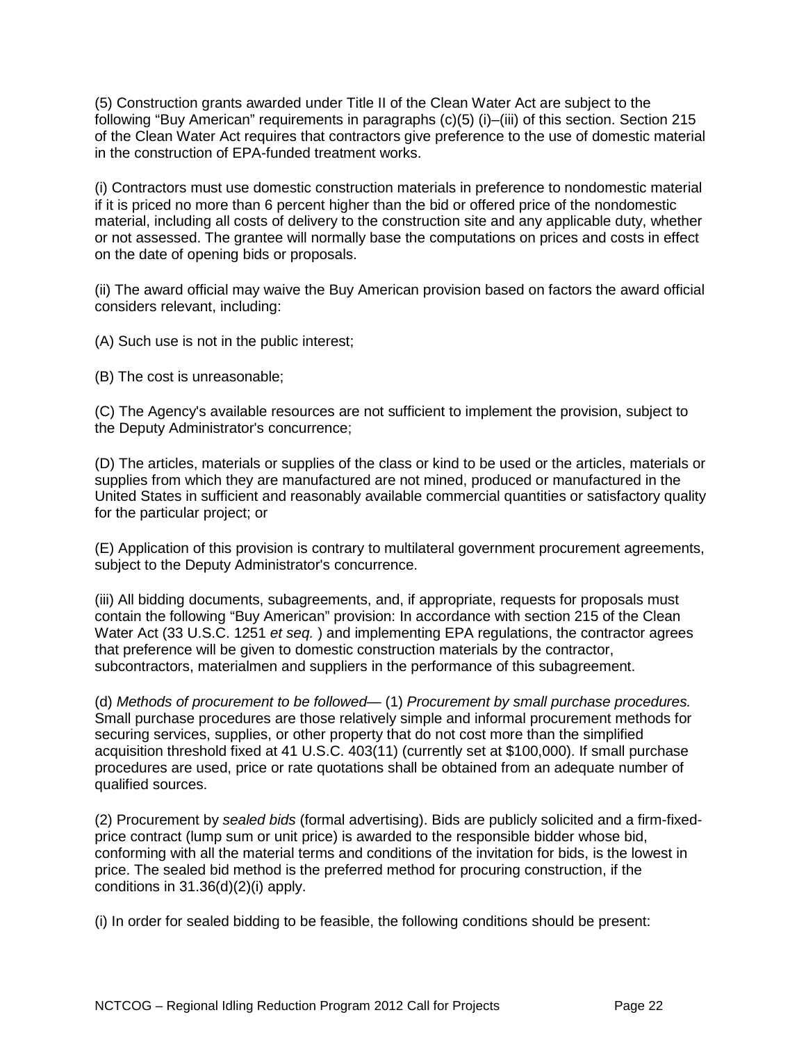(5) Construction grants awarded under Title II of the Clean Water Act are subject to the following "Buy American" requirements in paragraphs (c)(5) (i)–(iii) of this section. Section 215 of the Clean Water Act requires that contractors give preference to the use of domestic material in the construction of EPA-funded treatment works.

(i) Contractors must use domestic construction materials in preference to nondomestic material if it is priced no more than 6 percent higher than the bid or offered price of the nondomestic material, including all costs of delivery to the construction site and any applicable duty, whether or not assessed. The grantee will normally base the computations on prices and costs in effect on the date of opening bids or proposals.

(ii) The award official may waive the Buy American provision based on factors the award official considers relevant, including:

(A) Such use is not in the public interest;

(B) The cost is unreasonable;

(C) The Agency's available resources are not sufficient to implement the provision, subject to the Deputy Administrator's concurrence;

(D) The articles, materials or supplies of the class or kind to be used or the articles, materials or supplies from which they are manufactured are not mined, produced or manufactured in the United States in sufficient and reasonably available commercial quantities or satisfactory quality for the particular project; or

(E) Application of this provision is contrary to multilateral government procurement agreements, subject to the Deputy Administrator's concurrence.

(iii) All bidding documents, subagreements, and, if appropriate, requests for proposals must contain the following "Buy American" provision: In accordance with section 215 of the Clean Water Act (33 U.S.C. 1251 *et seq.* ) and implementing EPA regulations, the contractor agrees that preference will be given to domestic construction materials by the contractor, subcontractors, materialmen and suppliers in the performance of this subagreement.

(d) *Methods of procurement to be followed*— (1) *Procurement by small purchase procedures.* Small purchase procedures are those relatively simple and informal procurement methods for securing services, supplies, or other property that do not cost more than the simplified acquisition threshold fixed at 41 U.S.C. 403(11) (currently set at $100,000). If small purchase procedures are used, price or rate quotations shall be obtained from an adequate number of qualified sources.

(2) Procurement by *sealed bids* (formal advertising). Bids are publicly solicited and a firm-fixed-price contract (lump sum or unit price) is awarded to the responsible bidder whose bid, conforming with all the material terms and conditions of the invitation for bids, is the lowest in price. The sealed bid method is the preferred method for procuring construction, if the conditions in 31.36(d)(2)(i) apply.

(i) In order for sealed bidding to be feasible, the following conditions should be present: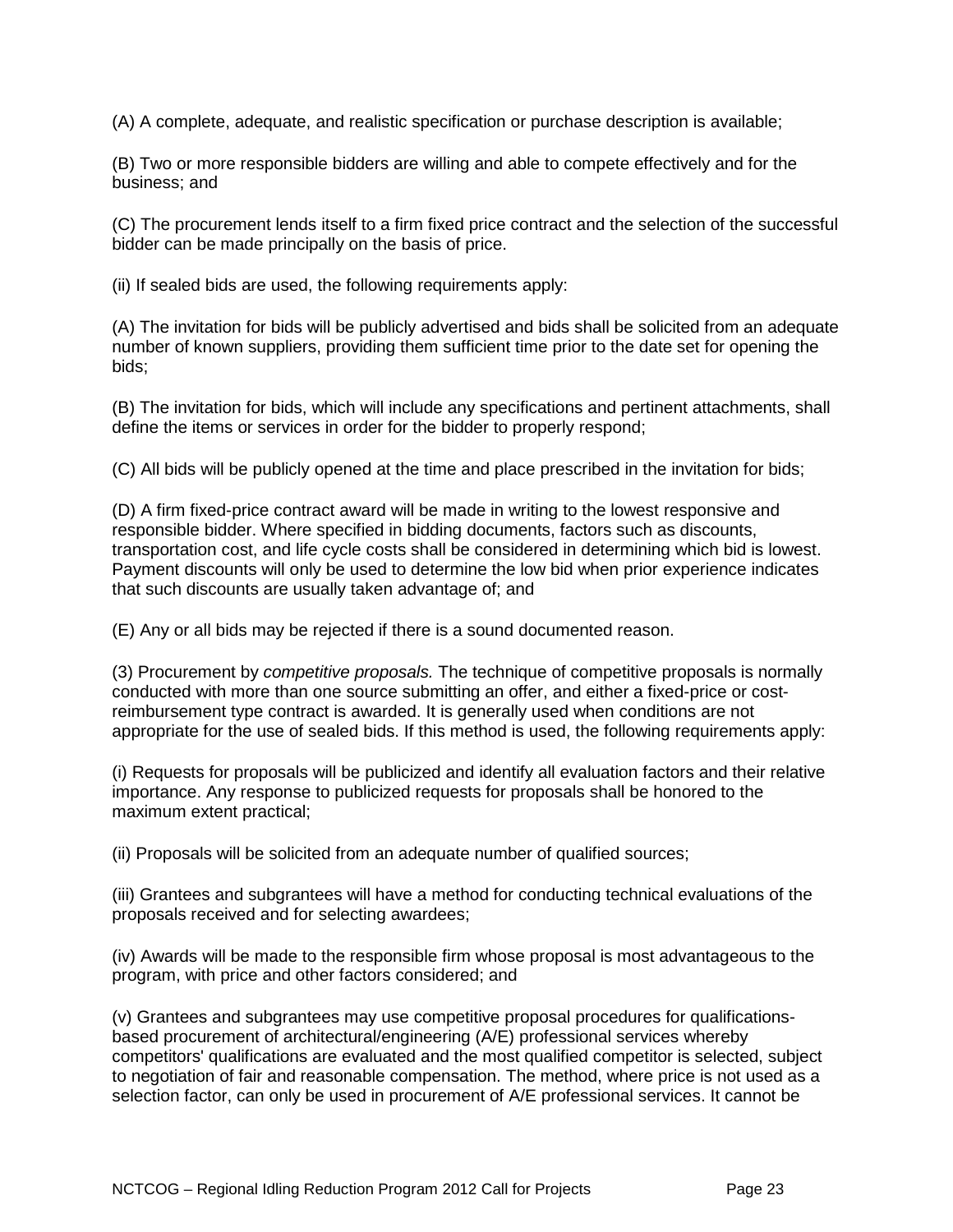(A) A complete, adequate, and realistic specification or purchase description is available;

(B) Two or more responsible bidders are willing and able to compete effectively and for the business; and

(C) The procurement lends itself to a firm fixed price contract and the selection of the successful bidder can be made principally on the basis of price.

(ii) If sealed bids are used, the following requirements apply:

(A) The invitation for bids will be publicly advertised and bids shall be solicited from an adequate number of known suppliers, providing them sufficient time prior to the date set for opening the bids;

(B) The invitation for bids, which will include any specifications and pertinent attachments, shall define the items or services in order for the bidder to properly respond;

(C) All bids will be publicly opened at the time and place prescribed in the invitation for bids;

(D) A firm fixed-price contract award will be made in writing to the lowest responsive and responsible bidder. Where specified in bidding documents, factors such as discounts, transportation cost, and life cycle costs shall be considered in determining which bid is lowest. Payment discounts will only be used to determine the low bid when prior experience indicates that such discounts are usually taken advantage of; and

(E) Any or all bids may be rejected if there is a sound documented reason.

(3) Procurement by *competitive proposals.* The technique of competitive proposals is normally conducted with more than one source submitting an offer, and either a fixed-price or cost-reimbursement type contract is awarded. It is generally used when conditions are not appropriate for the use of sealed bids. If this method is used, the following requirements apply:

(i) Requests for proposals will be publicized and identify all evaluation factors and their relative importance. Any response to publicized requests for proposals shall be honored to the maximum extent practical;

(ii) Proposals will be solicited from an adequate number of qualified sources;

(iii) Grantees and subgrantees will have a method for conducting technical evaluations of the proposals received and for selecting awardees;

(iv) Awards will be made to the responsible firm whose proposal is most advantageous to the program, with price and other factors considered; and

(v) Grantees and subgrantees may use competitive proposal procedures for qualifications-based procurement of architectural/engineering (A/E) professional services whereby competitors' qualifications are evaluated and the most qualified competitor is selected, subject to negotiation of fair and reasonable compensation. The method, where price is not used as a selection factor, can only be used in procurement of A/E professional services. It cannot be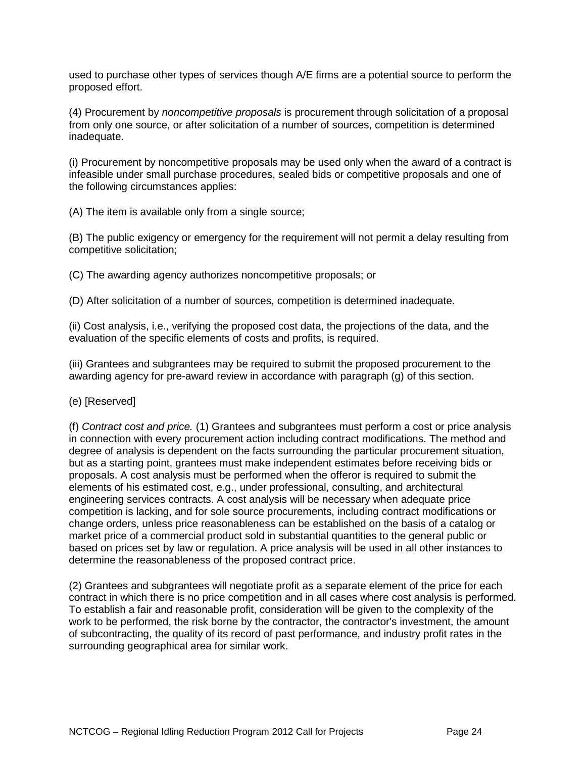used to purchase other types of services though A/E firms are a potential source to perform the proposed effort.

(4) Procurement by *noncompetitive proposals* is procurement through solicitation of a proposal from only one source, or after solicitation of a number of sources, competition is determined inadequate.

(i) Procurement by noncompetitive proposals may be used only when the award of a contract is infeasible under small purchase procedures, sealed bids or competitive proposals and one of the following circumstances applies:

(A) The item is available only from a single source;

(B) The public exigency or emergency for the requirement will not permit a delay resulting from competitive solicitation;

(C) The awarding agency authorizes noncompetitive proposals; or

(D) After solicitation of a number of sources, competition is determined inadequate.

(ii) Cost analysis, i.e., verifying the proposed cost data, the projections of the data, and the evaluation of the specific elements of costs and profits, is required.

(iii) Grantees and subgrantees may be required to submit the proposed procurement to the awarding agency for pre-award review in accordance with paragraph (g) of this section.

(e) [Reserved]

(f) *Contract cost and price.* (1) Grantees and subgrantees must perform a cost or price analysis in connection with every procurement action including contract modifications. The method and degree of analysis is dependent on the facts surrounding the particular procurement situation, but as a starting point, grantees must make independent estimates before receiving bids or proposals. A cost analysis must be performed when the offeror is required to submit the elements of his estimated cost, e.g., under professional, consulting, and architectural engineering services contracts. A cost analysis will be necessary when adequate price competition is lacking, and for sole source procurements, including contract modifications or change orders, unless price reasonableness can be established on the basis of a catalog or market price of a commercial product sold in substantial quantities to the general public or based on prices set by law or regulation. A price analysis will be used in all other instances to determine the reasonableness of the proposed contract price.

(2) Grantees and subgrantees will negotiate profit as a separate element of the price for each contract in which there is no price competition and in all cases where cost analysis is performed. To establish a fair and reasonable profit, consideration will be given to the complexity of the work to be performed, the risk borne by the contractor, the contractor's investment, the amount of subcontracting, the quality of its record of past performance, and industry profit rates in the surrounding geographical area for similar work.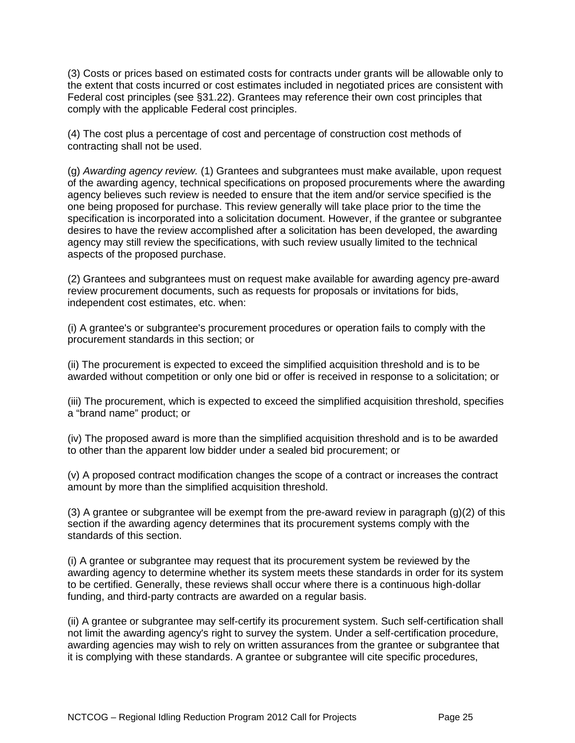(3) Costs or prices based on estimated costs for contracts under grants will be allowable only to the extent that costs incurred or cost estimates included in negotiated prices are consistent with Federal cost principles (see §31.22). Grantees may reference their own cost principles that comply with the applicable Federal cost principles.

(4) The cost plus a percentage of cost and percentage of construction cost methods of contracting shall not be used.

(g) *Awarding agency review.* (1) Grantees and subgrantees must make available, upon request of the awarding agency, technical specifications on proposed procurements where the awarding agency believes such review is needed to ensure that the item and/or service specified is the one being proposed for purchase. This review generally will take place prior to the time the specification is incorporated into a solicitation document. However, if the grantee or subgrantee desires to have the review accomplished after a solicitation has been developed, the awarding agency may still review the specifications, with such review usually limited to the technical aspects of the proposed purchase.

(2) Grantees and subgrantees must on request make available for awarding agency pre-award review procurement documents, such as requests for proposals or invitations for bids, independent cost estimates, etc. when:

(i) A grantee's or subgrantee's procurement procedures or operation fails to comply with the procurement standards in this section; or

(ii) The procurement is expected to exceed the simplified acquisition threshold and is to be awarded without competition or only one bid or offer is received in response to a solicitation; or

(iii) The procurement, which is expected to exceed the simplified acquisition threshold, specifies a "brand name" product; or

(iv) The proposed award is more than the simplified acquisition threshold and is to be awarded to other than the apparent low bidder under a sealed bid procurement; or

(v) A proposed contract modification changes the scope of a contract or increases the contract amount by more than the simplified acquisition threshold.

(3) A grantee or subgrantee will be exempt from the pre-award review in paragraph (g)(2) of this section if the awarding agency determines that its procurement systems comply with the standards of this section.

(i) A grantee or subgrantee may request that its procurement system be reviewed by the awarding agency to determine whether its system meets these standards in order for its system to be certified. Generally, these reviews shall occur where there is a continuous high-dollar funding, and third-party contracts are awarded on a regular basis.

(ii) A grantee or subgrantee may self-certify its procurement system. Such self-certification shall not limit the awarding agency's right to survey the system. Under a self-certification procedure, awarding agencies may wish to rely on written assurances from the grantee or subgrantee that it is complying with these standards. A grantee or subgrantee will cite specific procedures,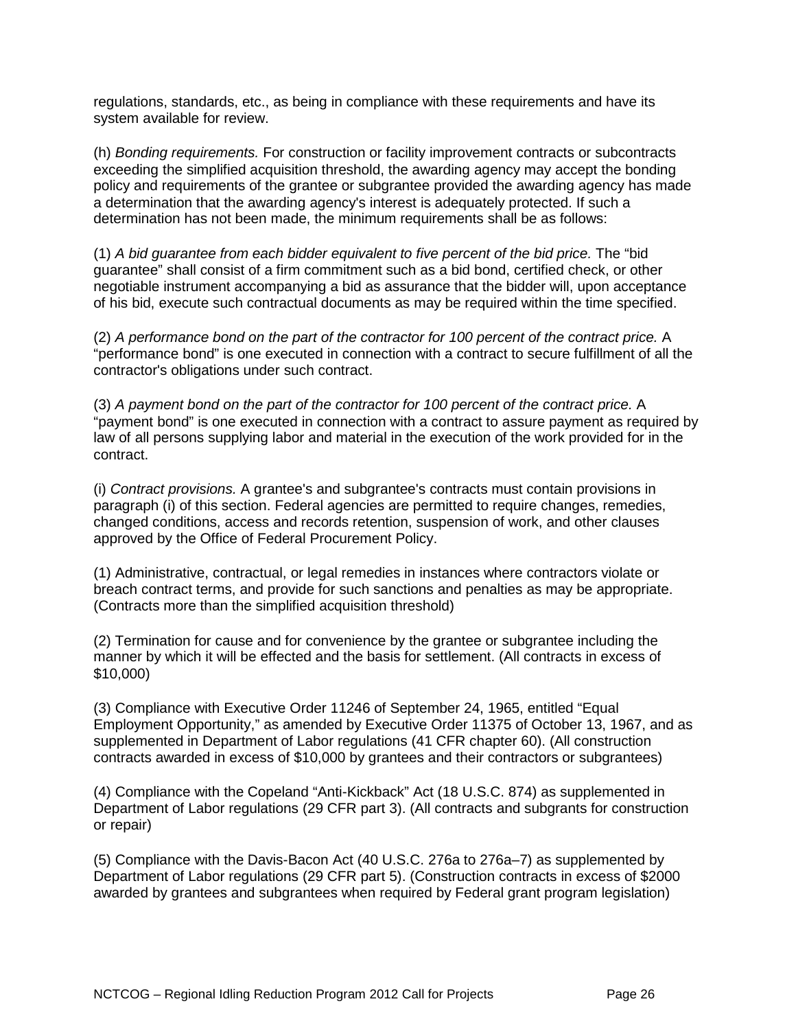regulations, standards, etc., as being in compliance with these requirements and have its system available for review.

(h) *Bonding requirements.* For construction or facility improvement contracts or subcontracts exceeding the simplified acquisition threshold, the awarding agency may accept the bonding policy and requirements of the grantee or subgrantee provided the awarding agency has made a determination that the awarding agency's interest is adequately protected. If such a determination has not been made, the minimum requirements shall be as follows:

(1) *A bid guarantee from each bidder equivalent to five percent of the bid price.* The “bid guarantee” shall consist of a firm commitment such as a bid bond, certified check, or other negotiable instrument accompanying a bid as assurance that the bidder will, upon acceptance of his bid, execute such contractual documents as may be required within the time specified.

(2) *A performance bond on the part of the contractor for 100 percent of the contract price.* A “performance bond” is one executed in connection with a contract to secure fulfillment of all the contractor's obligations under such contract.

(3) *A payment bond on the part of the contractor for 100 percent of the contract price.* A “payment bond” is one executed in connection with a contract to assure payment as required by law of all persons supplying labor and material in the execution of the work provided for in the contract.

(i) *Contract provisions.* A grantee's and subgrantee's contracts must contain provisions in paragraph (i) of this section. Federal agencies are permitted to require changes, remedies, changed conditions, access and records retention, suspension of work, and other clauses approved by the Office of Federal Procurement Policy.

(1) Administrative, contractual, or legal remedies in instances where contractors violate or breach contract terms, and provide for such sanctions and penalties as may be appropriate. (Contracts more than the simplified acquisition threshold)

(2) Termination for cause and for convenience by the grantee or subgrantee including the manner by which it will be effected and the basis for settlement. (All contracts in excess of $10,000)

(3) Compliance with Executive Order 11246 of September 24, 1965, entitled “Equal Employment Opportunity,” as amended by Executive Order 11375 of October 13, 1967, and as supplemented in Department of Labor regulations (41 CFR chapter 60). (All construction contracts awarded in excess of $10,000 by grantees and their contractors or subgrantees)

(4) Compliance with the Copeland “Anti-Kickback” Act (18 U.S.C. 874) as supplemented in Department of Labor regulations (29 CFR part 3). (All contracts and subgrants for construction or repair)

(5) Compliance with the Davis-Bacon Act (40 U.S.C. 276a to 276a–7) as supplemented by Department of Labor regulations (29 CFR part 5). (Construction contracts in excess of $2000 awarded by grantees and subgrantees when required by Federal grant program legislation)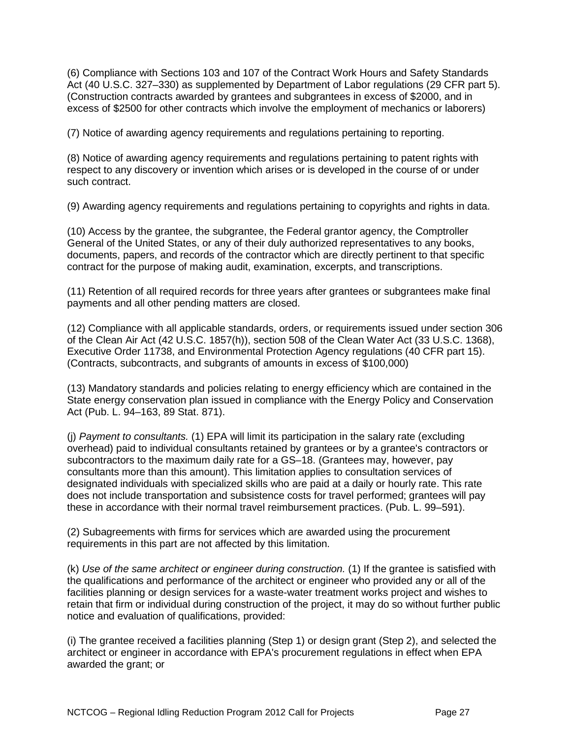(6) Compliance with Sections 103 and 107 of the Contract Work Hours and Safety Standards Act (40 U.S.C. 327–330) as supplemented by Department of Labor regulations (29 CFR part 5). (Construction contracts awarded by grantees and subgrantees in excess of $2000, and in excess of $2500 for other contracts which involve the employment of mechanics or laborers)

(7) Notice of awarding agency requirements and regulations pertaining to reporting.

(8) Notice of awarding agency requirements and regulations pertaining to patent rights with respect to any discovery or invention which arises or is developed in the course of or under such contract.

(9) Awarding agency requirements and regulations pertaining to copyrights and rights in data.

(10) Access by the grantee, the subgrantee, the Federal grantor agency, the Comptroller General of the United States, or any of their duly authorized representatives to any books, documents, papers, and records of the contractor which are directly pertinent to that specific contract for the purpose of making audit, examination, excerpts, and transcriptions.

(11) Retention of all required records for three years after grantees or subgrantees make final payments and all other pending matters are closed.

(12) Compliance with all applicable standards, orders, or requirements issued under section 306 of the Clean Air Act (42 U.S.C. 1857(h)), section 508 of the Clean Water Act (33 U.S.C. 1368), Executive Order 11738, and Environmental Protection Agency regulations (40 CFR part 15). (Contracts, subcontracts, and subgrants of amounts in excess of $100,000)

(13) Mandatory standards and policies relating to energy efficiency which are contained in the State energy conservation plan issued in compliance with the Energy Policy and Conservation Act (Pub. L. 94–163, 89 Stat. 871).

(j) *Payment to consultants.* (1) EPA will limit its participation in the salary rate (excluding overhead) paid to individual consultants retained by grantees or by a grantee's contractors or subcontractors to the maximum daily rate for a GS–18. (Grantees may, however, pay consultants more than this amount). This limitation applies to consultation services of designated individuals with specialized skills who are paid at a daily or hourly rate. This rate does not include transportation and subsistence costs for travel performed; grantees will pay these in accordance with their normal travel reimbursement practices. (Pub. L. 99–591).

(2) Subagreements with firms for services which are awarded using the procurement requirements in this part are not affected by this limitation.

(k) *Use of the same architect or engineer during construction.* (1) If the grantee is satisfied with the qualifications and performance of the architect or engineer who provided any or all of the facilities planning or design services for a waste-water treatment works project and wishes to retain that firm or individual during construction of the project, it may do so without further public notice and evaluation of qualifications, provided:

(i) The grantee received a facilities planning (Step 1) or design grant (Step 2), and selected the architect or engineer in accordance with EPA's procurement regulations in effect when EPA awarded the grant; or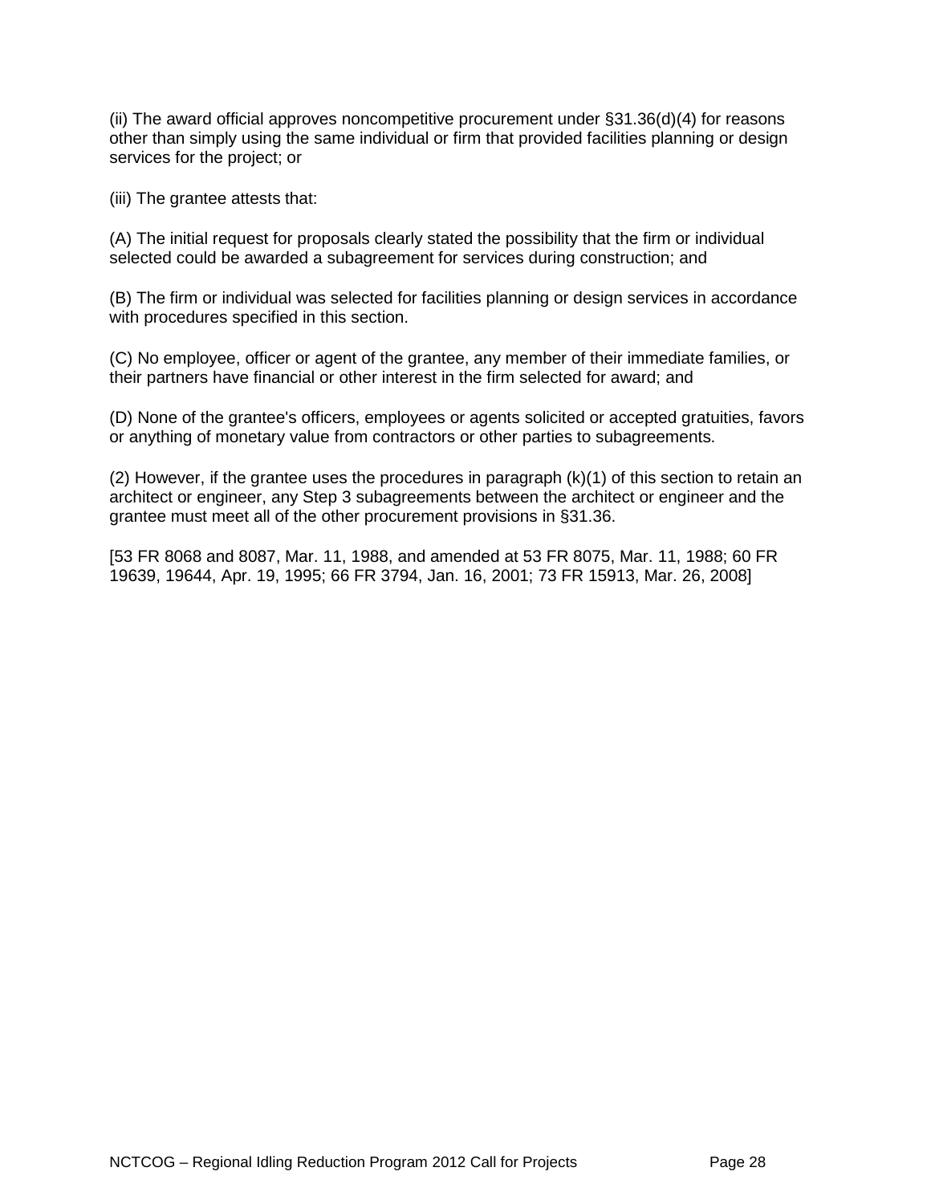(ii) The award official approves noncompetitive procurement under §31.36(d)(4) for reasons other than simply using the same individual or firm that provided facilities planning or design services for the project; or

(iii) The grantee attests that:

(A) The initial request for proposals clearly stated the possibility that the firm or individual selected could be awarded a subagreement for services during construction; and

(B) The firm or individual was selected for facilities planning or design services in accordance with procedures specified in this section.

(C) No employee, officer or agent of the grantee, any member of their immediate families, or their partners have financial or other interest in the firm selected for award; and

(D) None of the grantee's officers, employees or agents solicited or accepted gratuities, favors or anything of monetary value from contractors or other parties to subagreements.

(2) However, if the grantee uses the procedures in paragraph (k)(1) of this section to retain an architect or engineer, any Step 3 subagreements between the architect or engineer and the grantee must meet all of the other procurement provisions in §31.36.

[53 FR 8068 and 8087, Mar. 11, 1988, and amended at 53 FR 8075, Mar. 11, 1988; 60 FR 19639, 19644, Apr. 19, 1995; 66 FR 3794, Jan. 16, 2001; 73 FR 15913, Mar. 26, 2008]